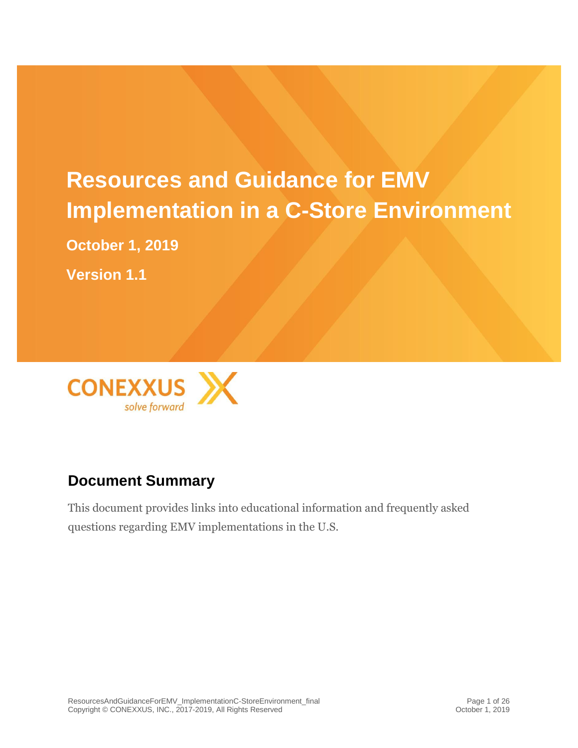# Resources and Guidance for EMV Implementation in a C-Store Environment

**October 1, 2019**

**Version 1.1**

CONEXXUS
*solve forward*

## Document Summary

This document provides links into educational information and frequently asked questions regarding EMV implementations in the U.S.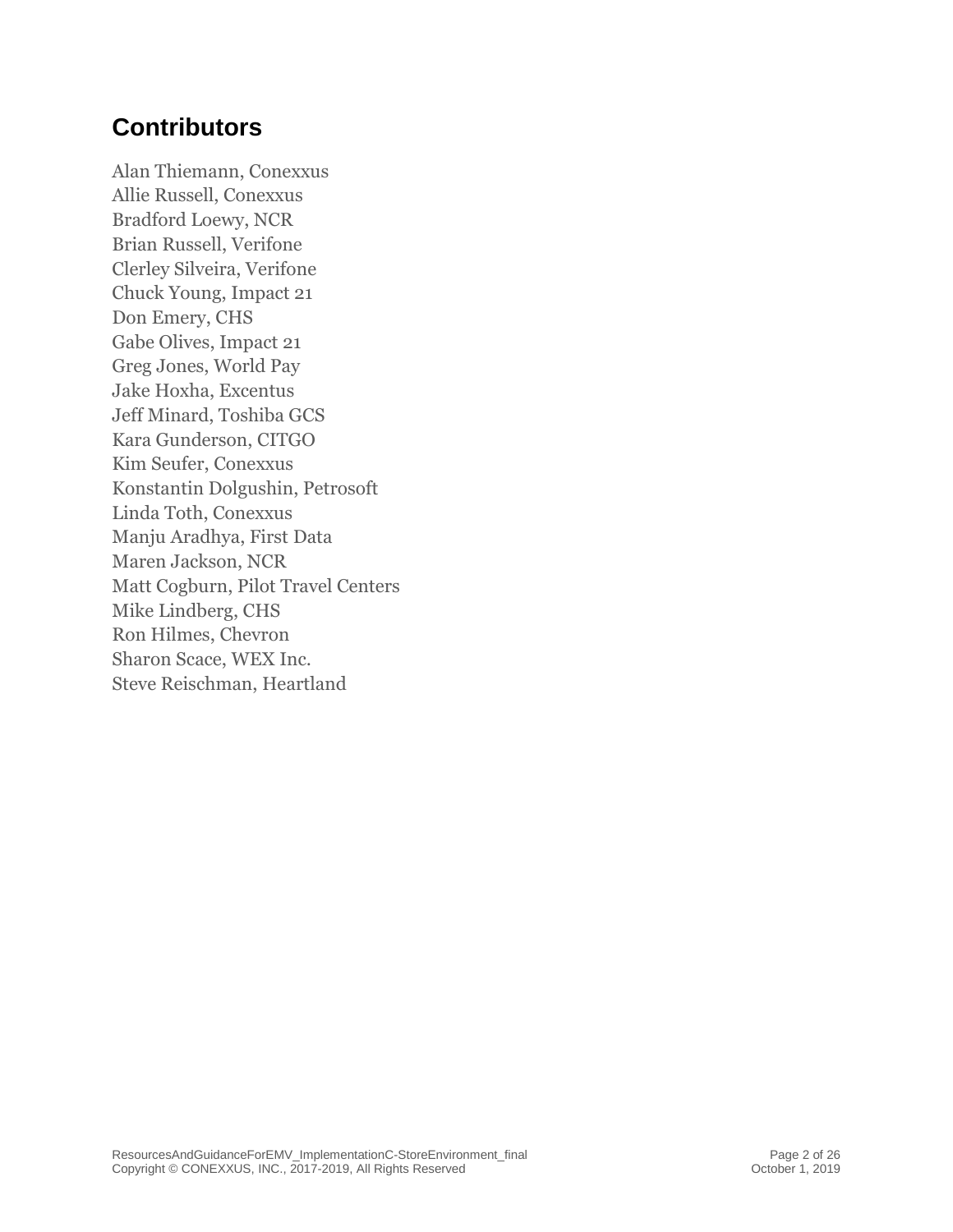## Contributors

Alan Thiemann, Conexxus  
Allie Russell, Conexxus  
Bradford Loewy, NCR  
Brian Russell, Verifone  
Clerley Silveira, Verifone  
Chuck Young, Impact 21  
Don Emery, CHS  
Gabe Olives, Impact 21  
Greg Jones, World Pay  
Jake Hoxha, Excentus  
Jeff Minard, Toshiba GCS  
Kara Gunderson, CITGO  
Kim Seufer, Conexxus  
Konstantin Dolgushin, Petrosoft  
Linda Toth, Conexxus  
Manju Aradhya, First Data  
Maren Jackson, NCR  
Matt Cogburn, Pilot Travel Centers  
Mike Lindberg, CHS  
Ron Hilmes, Chevron  
Sharon Scace, WEX Inc.  
Steve Reischman, Heartland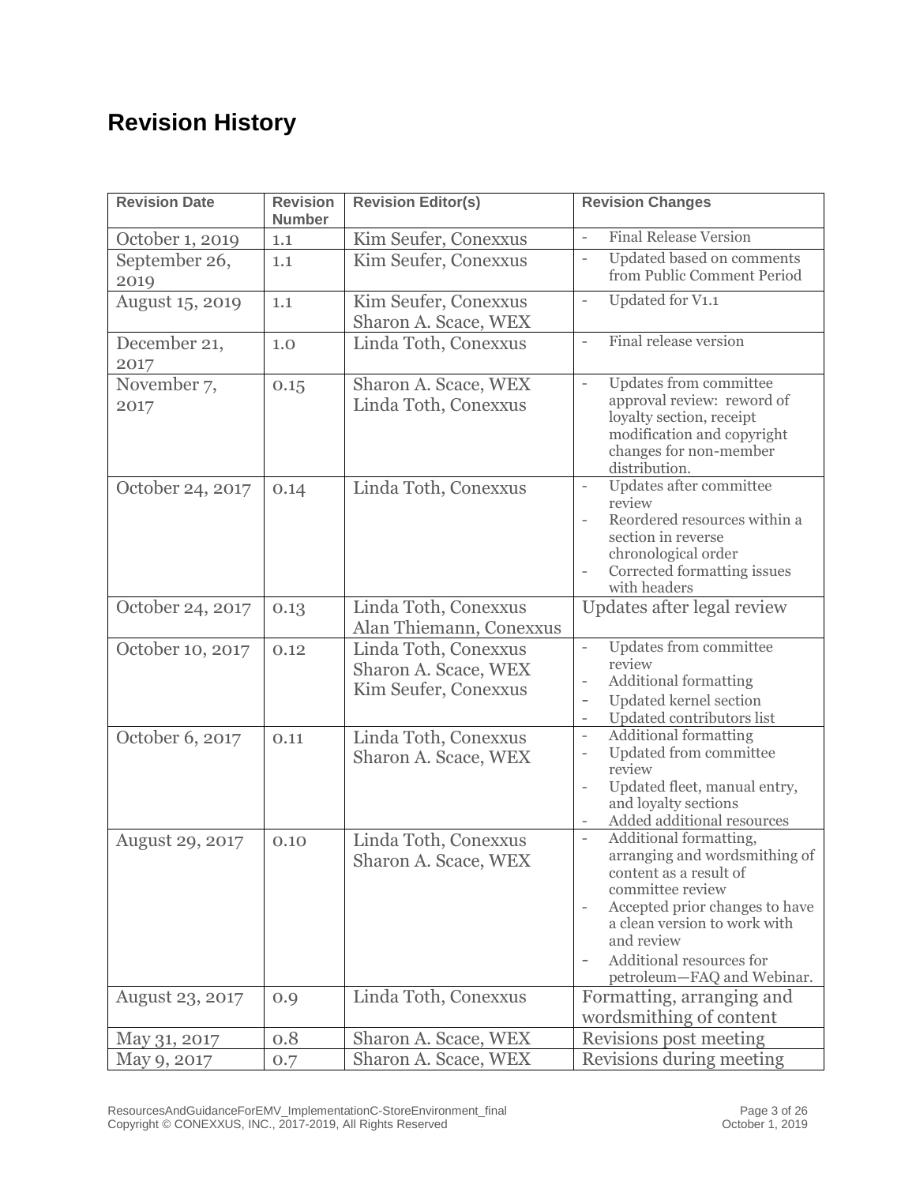# Revision History

| Revision Date | Revision Number | Revision Editor(s) | Revision Changes |
|---|---|---|---|
| October 1, 2019 | 1.1 | Kim Seufer, Conexxus | - Final Release Version |
| September 26, 2019 | 1.1 | Kim Seufer, Conexxus | - Updated based on comments from Public Comment Period |
| August 15, 2019 | 1.1 | Kim Seufer, Conexxus<br>Sharon A. Scace, WEX | - Updated for V1.1 |
| December 21, 2017 | 1.0 | Linda Toth, Conexxus | - Final release version |
| November 7, 2017 | 0.15 | Sharon A. Scace, WEX<br>Linda Toth, Conexxus | - Updates from committee approval review: reword of loyalty section, receipt modification and copyright changes for non-member distribution. |
| October 24, 2017 | 0.14 | Linda Toth, Conexxus | - Updates after committee review<br>- Reordered resources within a section in reverse chronological order<br>- Corrected formatting issues with headers |
| October 24, 2017 | 0.13 | Linda Toth, Conexxus<br>Alan Thiemann, Conexxus | Updates after legal review |
| October 10, 2017 | 0.12 | Linda Toth, Conexxus<br>Sharon A. Scace, WEX<br>Kim Seufer, Conexxus | - Updates from committee review<br>- Additional formatting<br>- Updated kernel section<br>- Updated contributors list |
| October 6, 2017 | 0.11 | Linda Toth, Conexxus<br>Sharon A. Scace, WEX | - Additional formatting<br>- Updated from committee review<br>- Updated fleet, manual entry, and loyalty sections<br>- Added additional resources |
| August 29, 2017 | 0.10 | Linda Toth, Conexxus<br>Sharon A. Scace, WEX | - Additional formatting, arranging and wordsmithing of content as a result of committee review<br>- Accepted prior changes to have a clean version to work with and review<br>- Additional resources for petroleum—FAQ and Webinar. |
| August 23, 2017 | 0.9 | Linda Toth, Conexxus | Formatting, arranging and wordsmithing of content |
| May 31, 2017 | 0.8 | Sharon A. Scace, WEX | Revisions post meeting |
| May 9, 2017 | 0.7 | Sharon A. Scace, WEX | Revisions during meeting |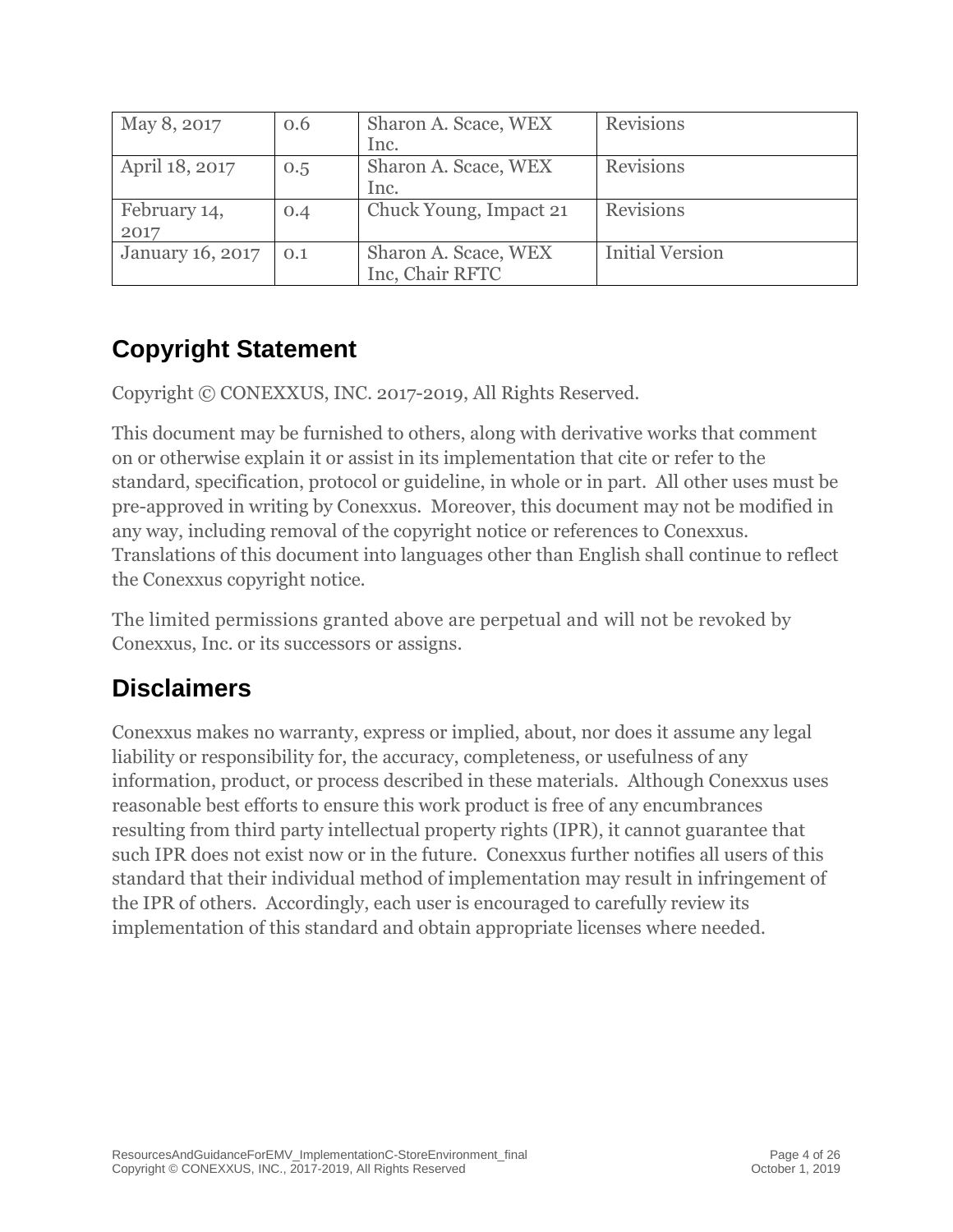| May 8, 2017 | 0.6 | Sharon A. Scace, WEX Inc. | Revisions |
|---|---|---|---|
| April 18, 2017 | 0.5 | Sharon A. Scace, WEX Inc. | Revisions |
| February 14, 2017 | 0.4 | Chuck Young, Impact 21 | Revisions |
| January 16, 2017 | 0.1 | Sharon A. Scace, WEX Inc, Chair RFTC | Initial Version |

## Copyright Statement

Copyright © CONEXXUS, INC. 2017-2019, All Rights Reserved.

This document may be furnished to others, along with derivative works that comment on or otherwise explain it or assist in its implementation that cite or refer to the standard, specification, protocol or guideline, in whole or in part. All other uses must be pre-approved in writing by Conexxus. Moreover, this document may not be modified in any way, including removal of the copyright notice or references to Conexxus. Translations of this document into languages other than English shall continue to reflect the Conexxus copyright notice.

The limited permissions granted above are perpetual and will not be revoked by Conexxus, Inc. or its successors or assigns.

## Disclaimers

Conexxus makes no warranty, express or implied, about, nor does it assume any legal liability or responsibility for, the accuracy, completeness, or usefulness of any information, product, or process described in these materials. Although Conexxus uses reasonable best efforts to ensure this work product is free of any encumbrances resulting from third party intellectual property rights (IPR), it cannot guarantee that such IPR does not exist now or in the future. Conexxus further notifies all users of this standard that their individual method of implementation may result in infringement of the IPR of others. Accordingly, each user is encouraged to carefully review its implementation of this standard and obtain appropriate licenses where needed.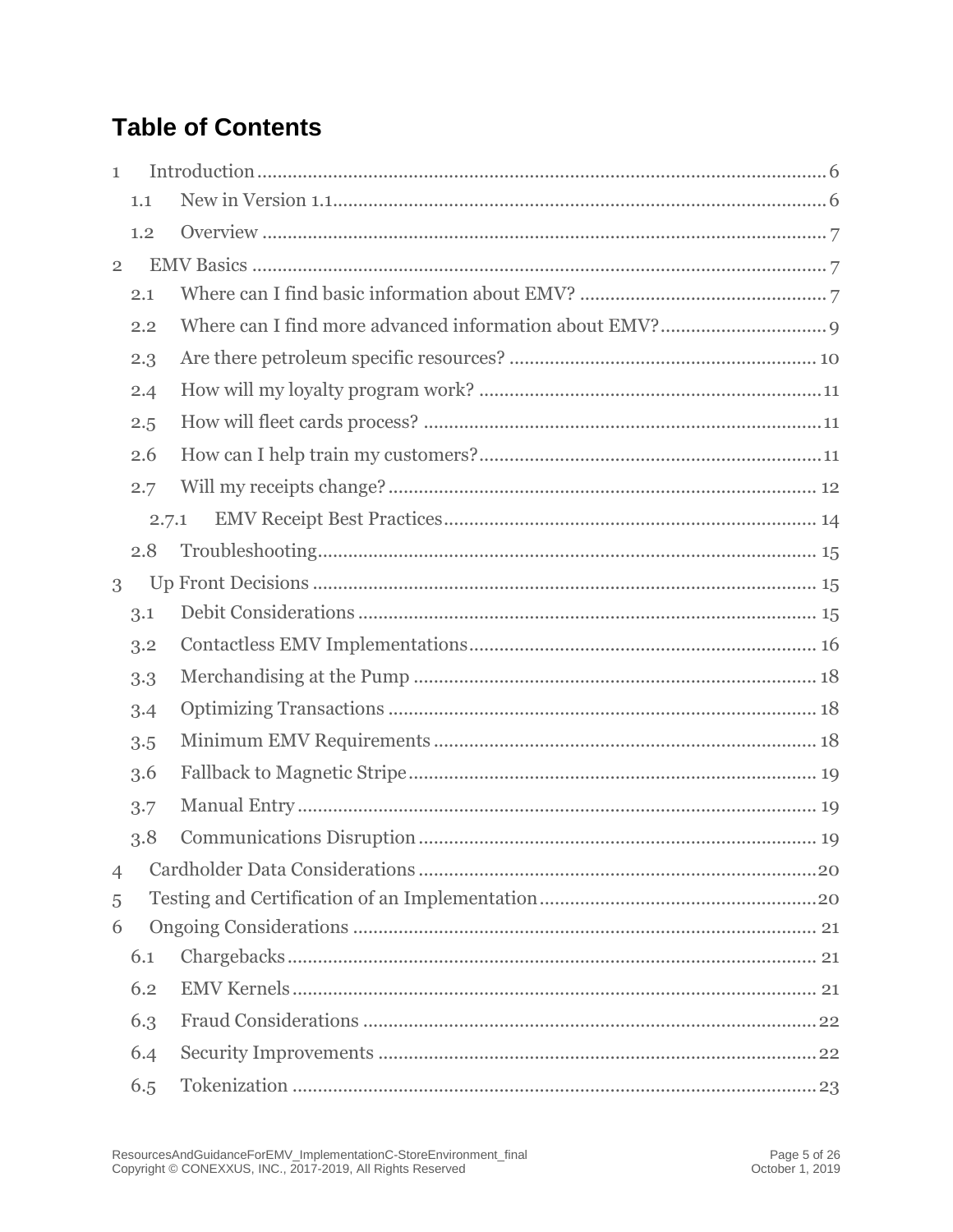# Table of Contents

1 Introduction ........ 6
  1.1 New in Version 1.1 ........ 6
  1.2 Overview ........ 7
2 EMV Basics ........ 7
  2.1 Where can I find basic information about EMV? ........ 7
  2.2 Where can I find more advanced information about EMV? ........ 9
  2.3 Are there petroleum specific resources? ........ 10
  2.4 How will my loyalty program work? ........ 11
  2.5 How will fleet cards process? ........ 11
  2.6 How can I help train my customers? ........ 11
  2.7 Will my receipts change? ........ 12
    2.7.1 EMV Receipt Best Practices ........ 14
  2.8 Troubleshooting ........ 15
3 Up Front Decisions ........ 15
  3.1 Debit Considerations ........ 15
  3.2 Contactless EMV Implementations ........ 16
  3.3 Merchandising at the Pump ........ 18
  3.4 Optimizing Transactions ........ 18
  3.5 Minimum EMV Requirements ........ 18
  3.6 Fallback to Magnetic Stripe ........ 19
  3.7 Manual Entry ........ 19
  3.8 Communications Disruption ........ 19
4 Cardholder Data Considerations ........ 20
5 Testing and Certification of an Implementation ........ 20
6 Ongoing Considerations ........ 21
  6.1 Chargebacks ........ 21
  6.2 EMV Kernels ........ 21
  6.3 Fraud Considerations ........ 22
  6.4 Security Improvements ........ 22
  6.5 Tokenization ........ 23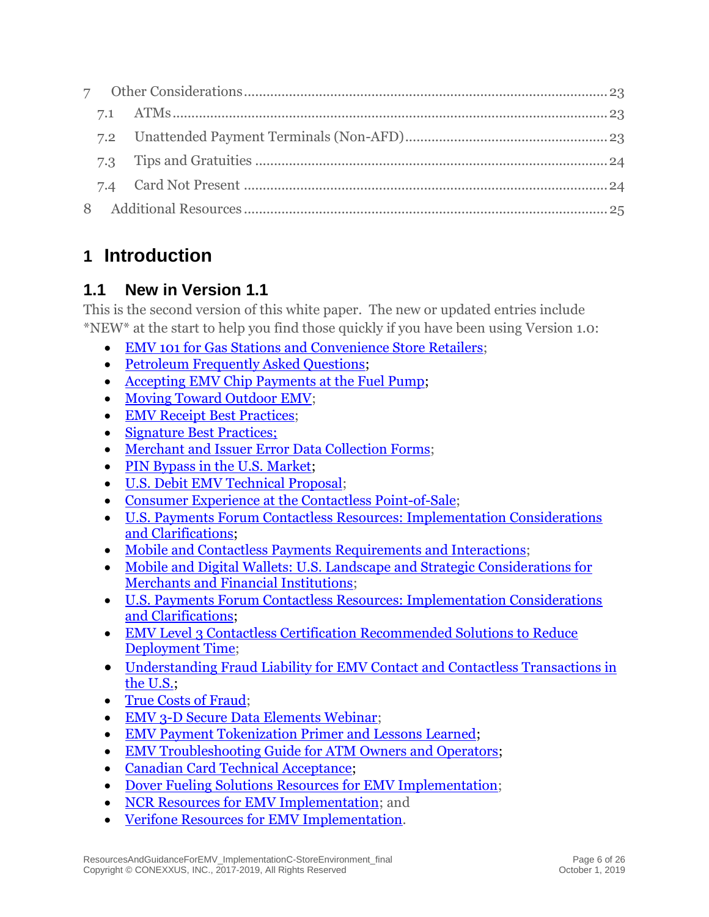7 Other Considerations ........................................................................................ 23

7.1 ATMs ........................................................................................................ 23

7.2 Unattended Payment Terminals (Non-AFD) ................................................ 23

7.3 Tips and Gratuities ..................................................................................... 24

7.4 Card Not Present ........................................................................................ 24

8 Additional Resources ......................................................................................... 25

# 1 Introduction

## 1.1 New in Version 1.1

This is the second version of this white paper. The new or updated entries include *NEW* at the start to help you find those quickly if you have been using Version 1.0:

- EMV 101 for Gas Stations and Convenience Store Retailers;
- Petroleum Frequently Asked Questions;
- Accepting EMV Chip Payments at the Fuel Pump;
- Moving Toward Outdoor EMV;
- EMV Receipt Best Practices;
- Signature Best Practices;
- Merchant and Issuer Error Data Collection Forms;
- PIN Bypass in the U.S. Market;
- U.S. Debit EMV Technical Proposal;
- Consumer Experience at the Contactless Point-of-Sale;
- U.S. Payments Forum Contactless Resources: Implementation Considerations and Clarifications;
- Mobile and Contactless Payments Requirements and Interactions;
- Mobile and Digital Wallets: U.S. Landscape and Strategic Considerations for Merchants and Financial Institutions;
- U.S. Payments Forum Contactless Resources: Implementation Considerations and Clarifications;
- EMV Level 3 Contactless Certification Recommended Solutions to Reduce Deployment Time;
- Understanding Fraud Liability for EMV Contact and Contactless Transactions in the U.S.;
- True Costs of Fraud;
- EMV 3-D Secure Data Elements Webinar;
- EMV Payment Tokenization Primer and Lessons Learned;
- EMV Troubleshooting Guide for ATM Owners and Operators;
- Canadian Card Technical Acceptance;
- Dover Fueling Solutions Resources for EMV Implementation;
- NCR Resources for EMV Implementation; and
- Verifone Resources for EMV Implementation.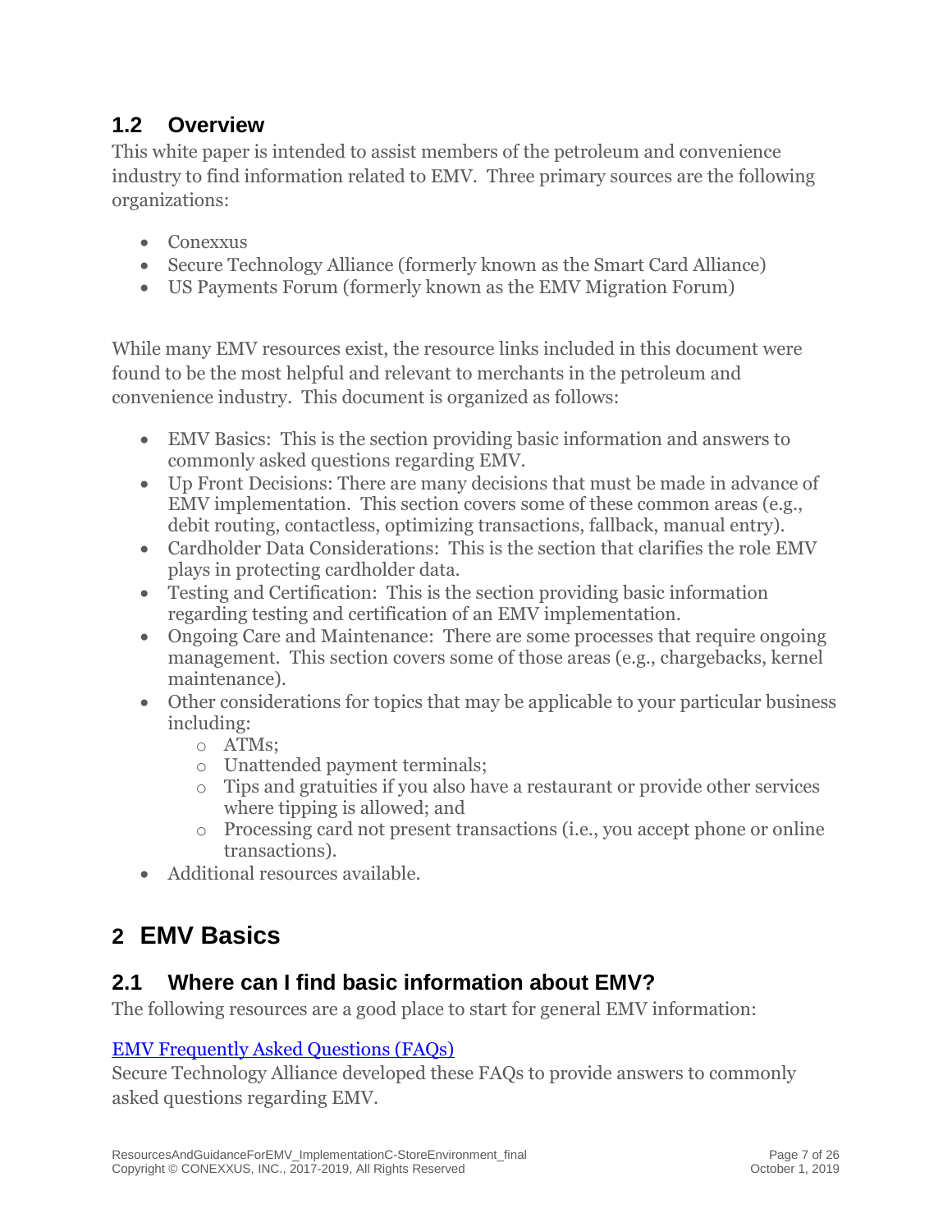## 1.2 Overview

This white paper is intended to assist members of the petroleum and convenience industry to find information related to EMV. Three primary sources are the following organizations:

- Conexxus
- Secure Technology Alliance (formerly known as the Smart Card Alliance)
- US Payments Forum (formerly known as the EMV Migration Forum)

While many EMV resources exist, the resource links included in this document were found to be the most helpful and relevant to merchants in the petroleum and convenience industry. This document is organized as follows:

- EMV Basics: This is the section providing basic information and answers to commonly asked questions regarding EMV.
- Up Front Decisions: There are many decisions that must be made in advance of EMV implementation. This section covers some of these common areas (e.g., debit routing, contactless, optimizing transactions, fallback, manual entry).
- Cardholder Data Considerations: This is the section that clarifies the role EMV plays in protecting cardholder data.
- Testing and Certification: This is the section providing basic information regarding testing and certification of an EMV implementation.
- Ongoing Care and Maintenance: There are some processes that require ongoing management. This section covers some of those areas (e.g., chargebacks, kernel maintenance).
- Other considerations for topics that may be applicable to your particular business including:
  - ATMs;
  - Unattended payment terminals;
  - Tips and gratuities if you also have a restaurant or provide other services where tipping is allowed; and
  - Processing card not present transactions (i.e., you accept phone or online transactions).
- Additional resources available.

# 2 EMV Basics

## 2.1 Where can I find basic information about EMV?

The following resources are a good place to start for general EMV information:

EMV Frequently Asked Questions (FAQs)

Secure Technology Alliance developed these FAQs to provide answers to commonly asked questions regarding EMV.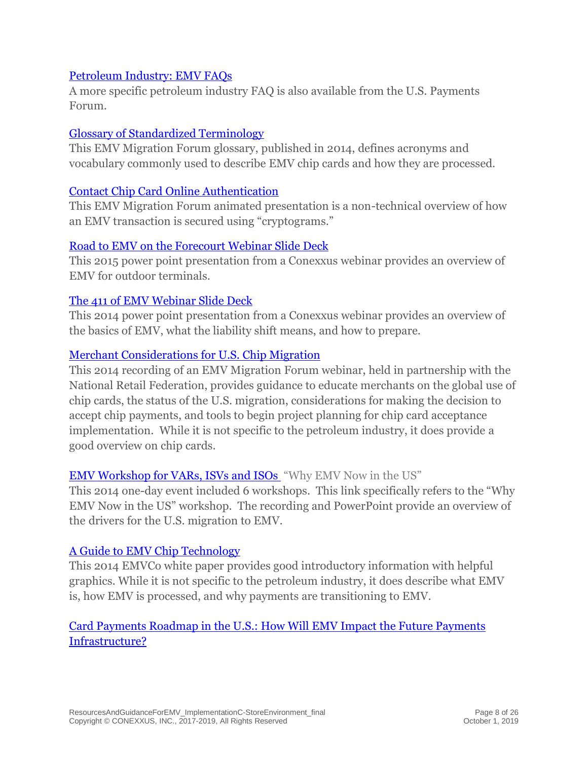[Petroleum Industry: EMV FAQs]

A more specific petroleum industry FAQ is also available from the U.S. Payments Forum.

[Glossary of Standardized Terminology]

This EMV Migration Forum glossary, published in 2014, defines acronyms and vocabulary commonly used to describe EMV chip cards and how they are processed.

[Contact Chip Card Online Authentication]

This EMV Migration Forum animated presentation is a non-technical overview of how an EMV transaction is secured using "cryptograms."

[Road to EMV on the Forecourt Webinar Slide Deck]

This 2015 power point presentation from a Conexxus webinar provides an overview of EMV for outdoor terminals.

[The 411 of EMV Webinar Slide Deck]

This 2014 power point presentation from a Conexxus webinar provides an overview of the basics of EMV, what the liability shift means, and how to prepare.

[Merchant Considerations for U.S. Chip Migration]

This 2014 recording of an EMV Migration Forum webinar, held in partnership with the National Retail Federation, provides guidance to educate merchants on the global use of chip cards, the status of the U.S. migration, considerations for making the decision to accept chip payments, and tools to begin project planning for chip card acceptance implementation. While it is not specific to the petroleum industry, it does provide a good overview on chip cards.

[EMV Workshop for VARs, ISVs and ISOs] "Why EMV Now in the US"

This 2014 one-day event included 6 workshops. This link specifically refers to the "Why EMV Now in the US" workshop. The recording and PowerPoint provide an overview of the drivers for the U.S. migration to EMV.

[A Guide to EMV Chip Technology]

This 2014 EMVCo white paper provides good introductory information with helpful graphics. While it is not specific to the petroleum industry, it does describe what EMV is, how EMV is processed, and why payments are transitioning to EMV.

[Card Payments Roadmap in the U.S.: How Will EMV Impact the Future Payments Infrastructure?]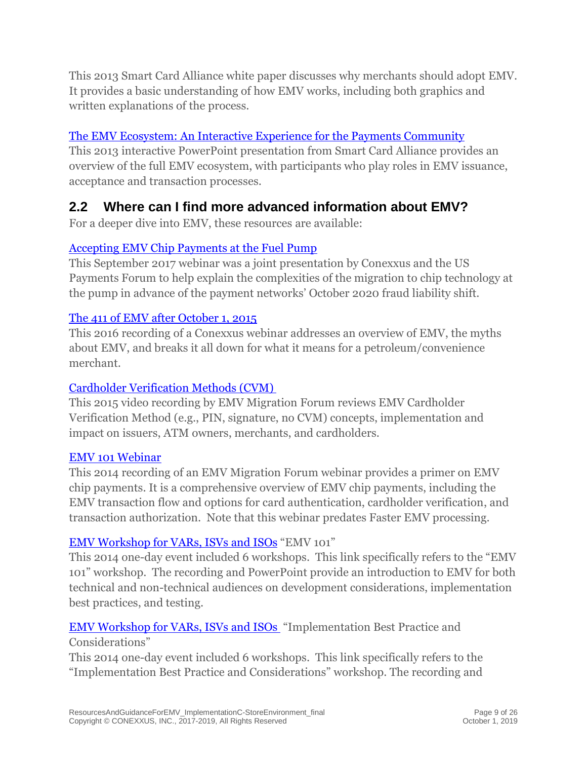This 2013 Smart Card Alliance white paper discusses why merchants should adopt EMV. It provides a basic understanding of how EMV works, including both graphics and written explanations of the process.

The EMV Ecosystem: An Interactive Experience for the Payments Community
This 2013 interactive PowerPoint presentation from Smart Card Alliance provides an overview of the full EMV ecosystem, with participants who play roles in EMV issuance, acceptance and transaction processes.

## 2.2 Where can I find more advanced information about EMV?

For a deeper dive into EMV, these resources are available:

Accepting EMV Chip Payments at the Fuel Pump
This September 2017 webinar was a joint presentation by Conexxus and the US Payments Forum to help explain the complexities of the migration to chip technology at the pump in advance of the payment networks' October 2020 fraud liability shift.

The 411 of EMV after October 1, 2015
This 2016 recording of a Conexxus webinar addresses an overview of EMV, the myths about EMV, and breaks it all down for what it means for a petroleum/convenience merchant.

Cardholder Verification Methods (CVM)
This 2015 video recording by EMV Migration Forum reviews EMV Cardholder Verification Method (e.g., PIN, signature, no CVM) concepts, implementation and impact on issuers, ATM owners, merchants, and cardholders.

EMV 101 Webinar
This 2014 recording of an EMV Migration Forum webinar provides a primer on EMV chip payments. It is a comprehensive overview of EMV chip payments, including the EMV transaction flow and options for card authentication, cardholder verification, and transaction authorization. Note that this webinar predates Faster EMV processing.

EMV Workshop for VARs, ISVs and ISOs "EMV 101"
This 2014 one-day event included 6 workshops. This link specifically refers to the "EMV 101" workshop. The recording and PowerPoint provide an introduction to EMV for both technical and non-technical audiences on development considerations, implementation best practices, and testing.

EMV Workshop for VARs, ISVs and ISOs "Implementation Best Practice and Considerations"
This 2014 one-day event included 6 workshops. This link specifically refers to the "Implementation Best Practice and Considerations" workshop. The recording and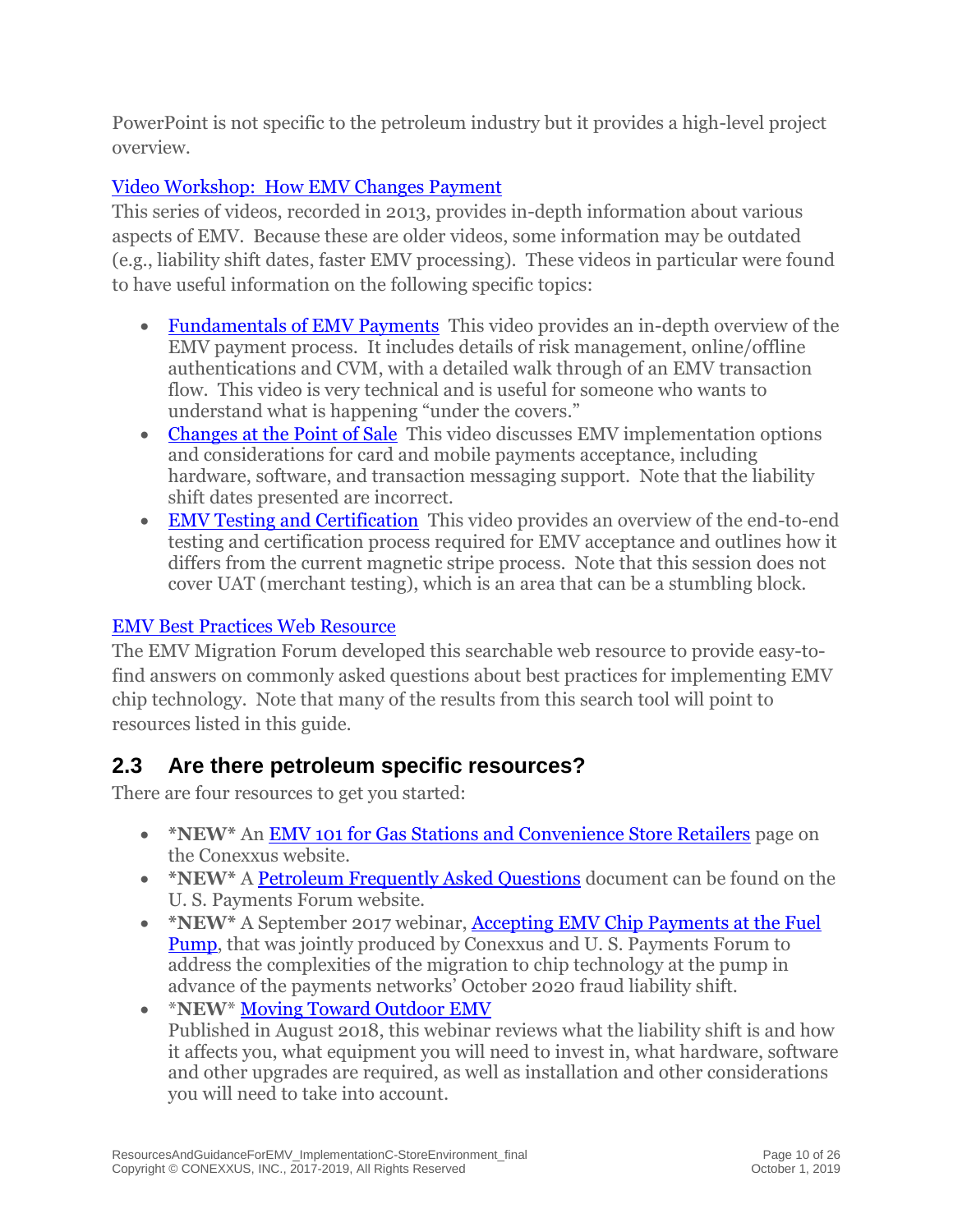PowerPoint is not specific to the petroleum industry but it provides a high-level project overview.

Video Workshop: How EMV Changes Payment

This series of videos, recorded in 2013, provides in-depth information about various aspects of EMV. Because these are older videos, some information may be outdated (e.g., liability shift dates, faster EMV processing). These videos in particular were found to have useful information on the following specific topics:

- Fundamentals of EMV Payments This video provides an in-depth overview of the EMV payment process. It includes details of risk management, online/offline authentications and CVM, with a detailed walk through of an EMV transaction flow. This video is very technical and is useful for someone who wants to understand what is happening "under the covers."
- Changes at the Point of Sale This video discusses EMV implementation options and considerations for card and mobile payments acceptance, including hardware, software, and transaction messaging support. Note that the liability shift dates presented are incorrect.
- EMV Testing and Certification This video provides an overview of the end-to-end testing and certification process required for EMV acceptance and outlines how it differs from the current magnetic stripe process. Note that this session does not cover UAT (merchant testing), which is an area that can be a stumbling block.

EMV Best Practices Web Resource

The EMV Migration Forum developed this searchable web resource to provide easy-to-find answers on commonly asked questions about best practices for implementing EMV chip technology. Note that many of the results from this search tool will point to resources listed in this guide.

## 2.3 Are there petroleum specific resources?

There are four resources to get you started:

- ***NEW*** An EMV 101 for Gas Stations and Convenience Store Retailers page on the Conexxus website.
- ***NEW*** A Petroleum Frequently Asked Questions document can be found on the U. S. Payments Forum website.
- ***NEW*** A September 2017 webinar, Accepting EMV Chip Payments at the Fuel Pump, that was jointly produced by Conexxus and U. S. Payments Forum to address the complexities of the migration to chip technology at the pump in advance of the payments networks' October 2020 fraud liability shift.
- ***NEW*** Moving Toward Outdoor EMV
  Published in August 2018, this webinar reviews what the liability shift is and how it affects you, what equipment you will need to invest in, what hardware, software and other upgrades are required, as well as installation and other considerations you will need to take into account.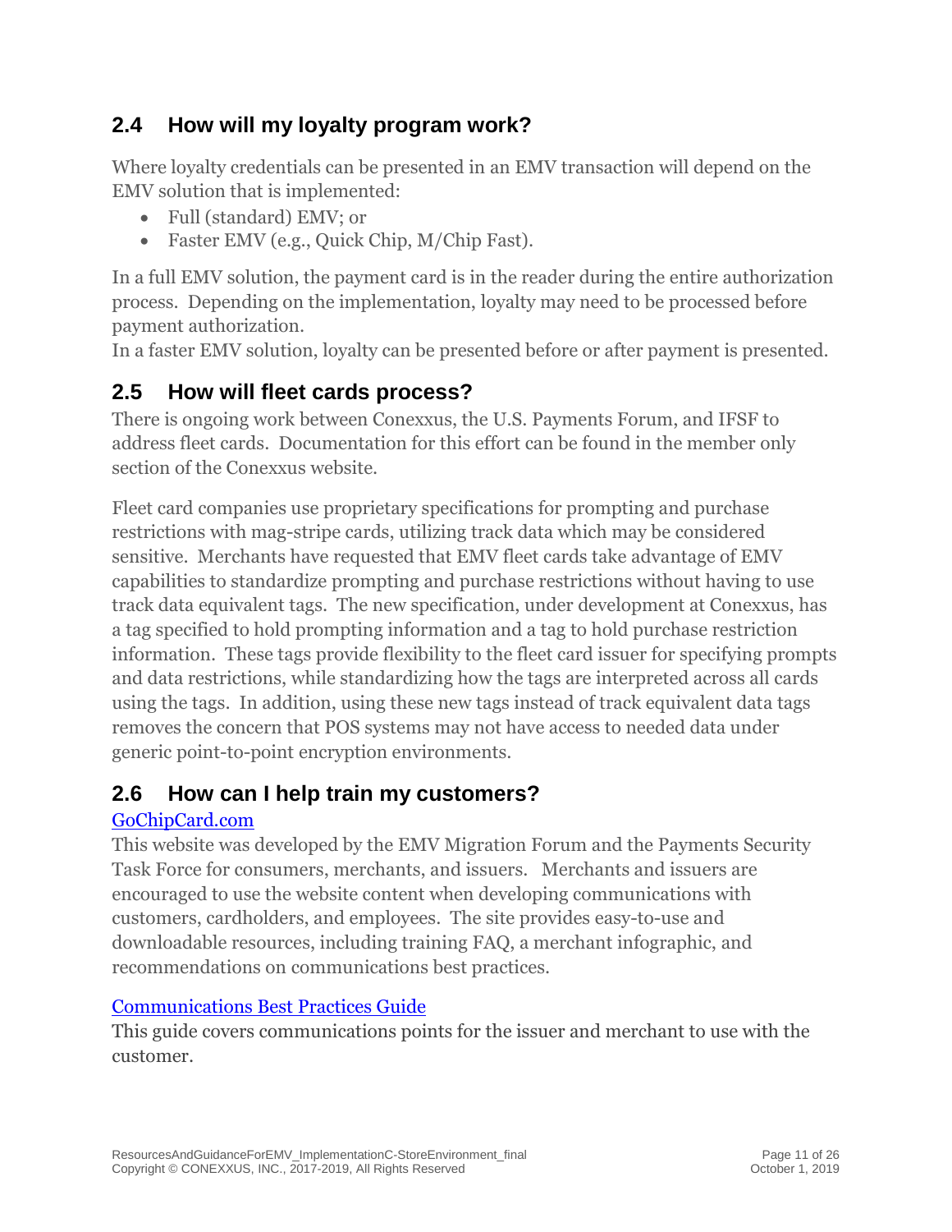## 2.4 How will my loyalty program work?

Where loyalty credentials can be presented in an EMV transaction will depend on the EMV solution that is implemented:

- Full (standard) EMV; or
- Faster EMV (e.g., Quick Chip, M/Chip Fast).

In a full EMV solution, the payment card is in the reader during the entire authorization process. Depending on the implementation, loyalty may need to be processed before payment authorization.
In a faster EMV solution, loyalty can be presented before or after payment is presented.

## 2.5 How will fleet cards process?

There is ongoing work between Conexxus, the U.S. Payments Forum, and IFSF to address fleet cards. Documentation for this effort can be found in the member only section of the Conexxus website.

Fleet card companies use proprietary specifications for prompting and purchase restrictions with mag-stripe cards, utilizing track data which may be considered sensitive. Merchants have requested that EMV fleet cards take advantage of EMV capabilities to standardize prompting and purchase restrictions without having to use track data equivalent tags. The new specification, under development at Conexxus, has a tag specified to hold prompting information and a tag to hold purchase restriction information. These tags provide flexibility to the fleet card issuer for specifying prompts and data restrictions, while standardizing how the tags are interpreted across all cards using the tags. In addition, using these new tags instead of track equivalent data tags removes the concern that POS systems may not have access to needed data under generic point-to-point encryption environments.

## 2.6 How can I help train my customers?

GoChipCard.com
This website was developed by the EMV Migration Forum and the Payments Security Task Force for consumers, merchants, and issuers. Merchants and issuers are encouraged to use the website content when developing communications with customers, cardholders, and employees. The site provides easy-to-use and downloadable resources, including training FAQ, a merchant infographic, and recommendations on communications best practices.

Communications Best Practices Guide
This guide covers communications points for the issuer and merchant to use with the customer.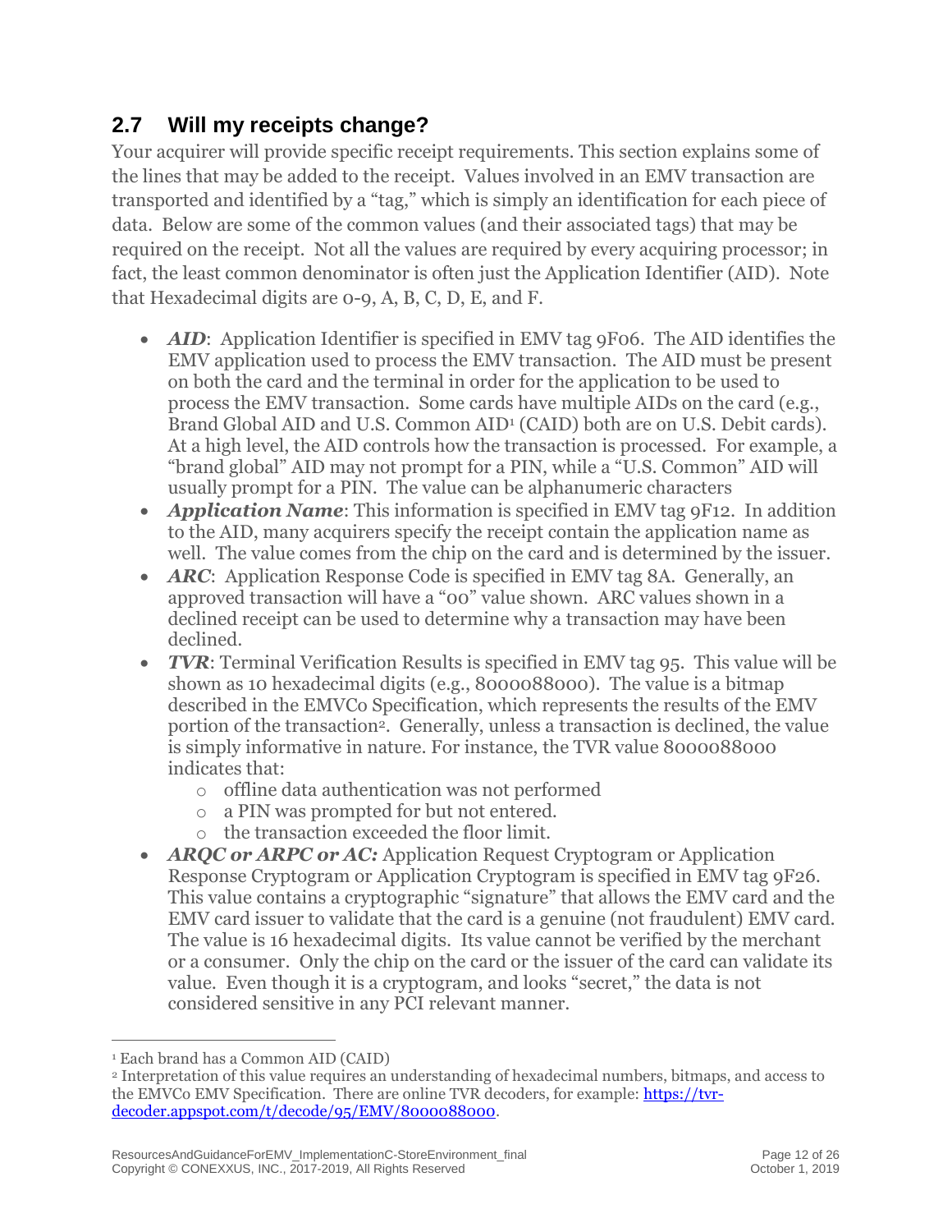## 2.7 Will my receipts change?

Your acquirer will provide specific receipt requirements. This section explains some of the lines that may be added to the receipt. Values involved in an EMV transaction are transported and identified by a "tag," which is simply an identification for each piece of data. Below are some of the common values (and their associated tags) that may be required on the receipt. Not all the values are required by every acquiring processor; in fact, the least common denominator is often just the Application Identifier (AID). Note that Hexadecimal digits are 0-9, A, B, C, D, E, and F.

- ***AID***: Application Identifier is specified in EMV tag 9F06. The AID identifies the EMV application used to process the EMV transaction. The AID must be present on both the card and the terminal in order for the application to be used to process the EMV transaction. Some cards have multiple AIDs on the card (e.g., Brand Global AID and U.S. Common AID[1] (CAID) both are on U.S. Debit cards). At a high level, the AID controls how the transaction is processed. For example, a "brand global" AID may not prompt for a PIN, while a "U.S. Common" AID will usually prompt for a PIN. The value can be alphanumeric characters
- ***Application Name***: This information is specified in EMV tag 9F12. In addition to the AID, many acquirers specify the receipt contain the application name as well. The value comes from the chip on the card and is determined by the issuer.
- ***ARC***: Application Response Code is specified in EMV tag 8A. Generally, an approved transaction will have a "00" value shown. ARC values shown in a declined receipt can be used to determine why a transaction may have been declined.
- ***TVR***: Terminal Verification Results is specified in EMV tag 95. This value will be shown as 10 hexadecimal digits (e.g., 8000088000). The value is a bitmap described in the EMVCo Specification, which represents the results of the EMV portion of the transaction[2]. Generally, unless a transaction is declined, the value is simply informative in nature. For instance, the TVR value 8000088000 indicates that:
  - offline data authentication was not performed
  - a PIN was prompted for but not entered.
  - the transaction exceeded the floor limit.
- ***ARQC or ARPC or AC:*** Application Request Cryptogram or Application Response Cryptogram or Application Cryptogram is specified in EMV tag 9F26. This value contains a cryptographic "signature" that allows the EMV card and the EMV card issuer to validate that the card is a genuine (not fraudulent) EMV card. The value is 16 hexadecimal digits. Its value cannot be verified by the merchant or a consumer. Only the chip on the card or the issuer of the card can validate its value. Even though it is a cryptogram, and looks "secret," the data is not considered sensitive in any PCI relevant manner.

---

[1] Each brand has a Common AID (CAID)

[2] Interpretation of this value requires an understanding of hexadecimal numbers, bitmaps, and access to the EMVCo EMV Specification. There are online TVR decoders, for example: [https://tvr-decoder.appspot.com/t/decode/95/EMV/8000088000](https://tvr-decoder.appspot.com/t/decode/95/EMV/8000088000).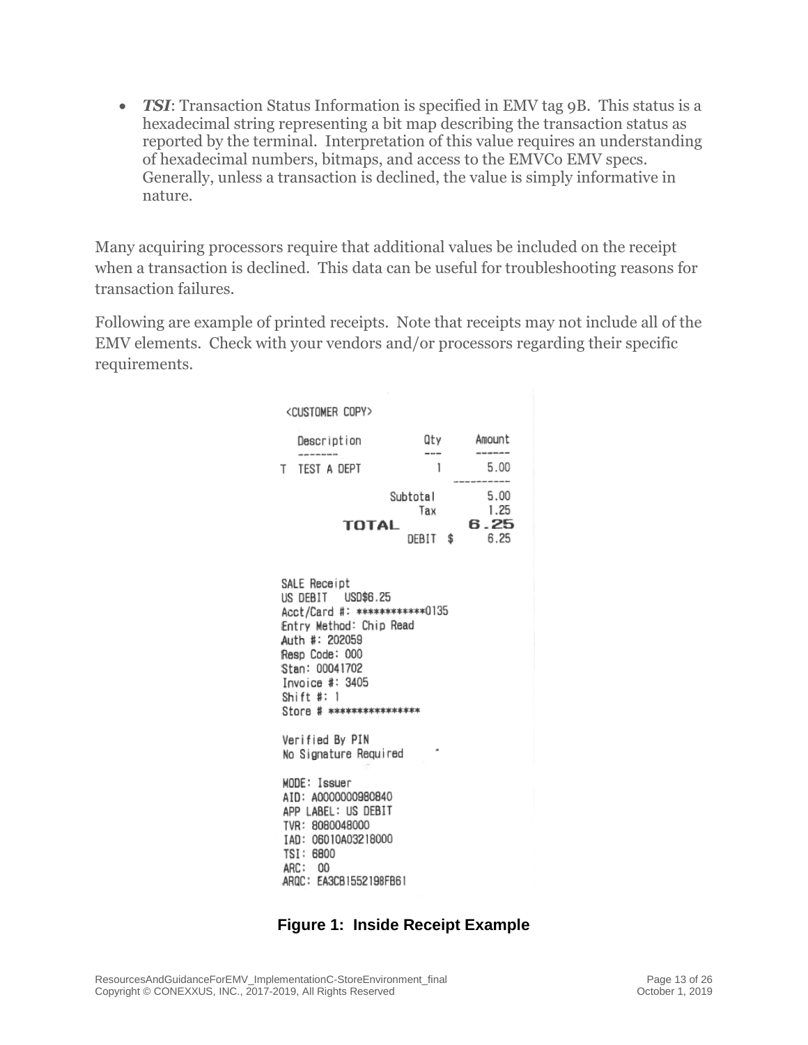- ***TSI***: Transaction Status Information is specified in EMV tag 9B. This status is a hexadecimal string representing a bit map describing the transaction status as reported by the terminal. Interpretation of this value requires an understanding of hexadecimal numbers, bitmaps, and access to the EMVCo EMV specs. Generally, unless a transaction is declined, the value is simply informative in nature.

Many acquiring processors require that additional values be included on the receipt when a transaction is declined. This data can be useful for troubleshooting reasons for transaction failures.

Following are example of printed receipts. Note that receipts may not include all of the EMV elements. Check with your vendors and/or processors regarding their specific requirements.

```
<CUSTOMER COPY>

  Description          Qty     Amount
  -------              ---     ------
T TEST A DEPT            1       5.00
                               ----------
                 Subtotal        5.00
                      Tax        1.25
        TOTAL                    6.25
                    DEBIT $      6.25


SALE Receipt
US DEBIT   USD$6.25
Acct/Card #: ************0135
Entry Method: Chip Read
Auth #: 202059
Resp Code: 000
Stan: 00041702
Invoice #: 3405
Shift #: 1
Store # ****************

Verified By PIN
No Signature Required

MODE: Issuer
AID: A0000000980840
APP LABEL: US DEBIT
TVR: 8080048000
IAD: 06010A03218000
TSI: 6800
ARC: 00
ARQC: EA3CB1552198FB61
```

**Figure 1: Inside Receipt Example**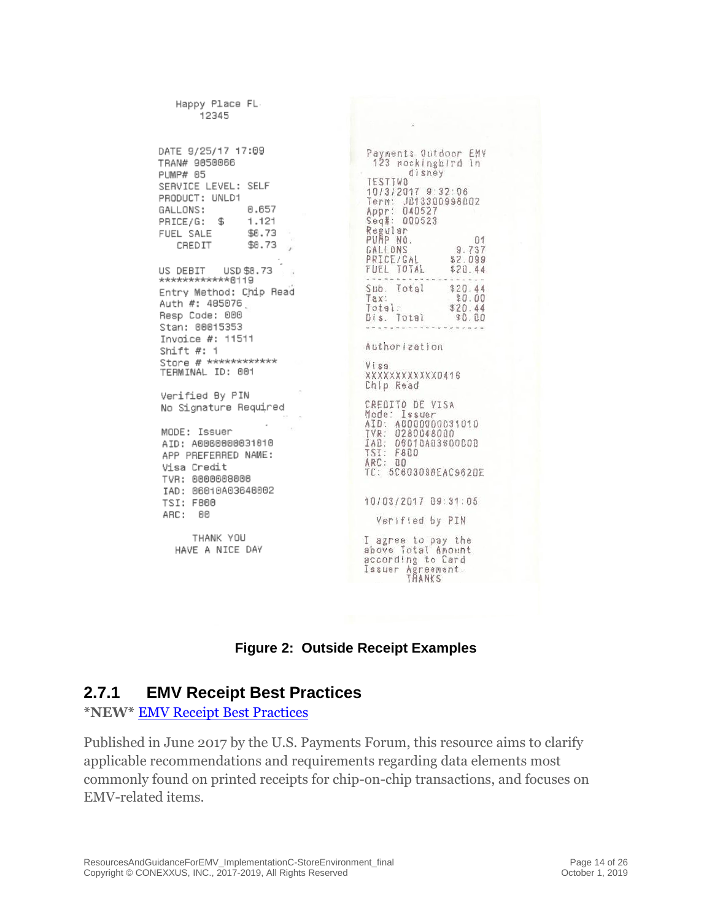```
Happy Place FL
    12345

DATE 9/25/17 17:09
TRAN# 9050066
PUMP# 05
SERVICE LEVEL: SELF
PRODUCT: UNLD1
GALLONS:          8.657
PRICE/G:  $       1.121
FUEL SALE         $8.73
   CREDIT         $8.73

US DEBIT    USD $8.73
************0119
Entry Method: Chip Read
Auth #: 405076
Resp Code: 000
Stan: 00015353
Invoice #: 11511
Shift #: 1
Store # ************
TERMINAL ID: 001

Verified By PIN
No Signature Required

MODE: Issuer
AID: A0000000031010
APP PREFERRED NAME:
Visa Credit
TVR: 0000008000
IAD: 06010A03640002
TSI: F800
ARC:  00

     THANK YOU
  HAVE A NICE DAY
```

```
Payments Outdoor EMV
 123 mockingbird ln
       disney
TESTTWO
10/3/2017 9:32:06
Term: JD13300998002
Appr: 040527
Seq#: 000523
Regular
PUMP NO.              01
GALLONS            9.737
PRICE/GAL         $2.099
FUEL TOTAL        $20.44
--------------------
Sub. Total        $20.44
Tax:               $0.00
Total:            $20.44
Dis. Total         $0.00
--------------------

Authorization

Visa
XXXXXXXXXXXX0416
Chip Read

CREDITO DE VISA
Mode: Issuer
AID: A0000000031010
TVR: 0280048000
IAD: 06010A03600000
TSI: F800
ARC: 00
TC: 5C603098EAC962DE

10/03/2017 09:31:05

  Verified by PIN

I agree to pay the
above Total Amount
according to Card
Issuer Agreement.
      THANKS
```

**Figure 2: Outside Receipt Examples**

### 2.7.1 EMV Receipt Best Practices

**\*NEW\*** [EMV Receipt Best Practices]()

Published in June 2017 by the U.S. Payments Forum, this resource aims to clarify applicable recommendations and requirements regarding data elements most commonly found on printed receipts for chip-on-chip transactions, and focuses on EMV-related items.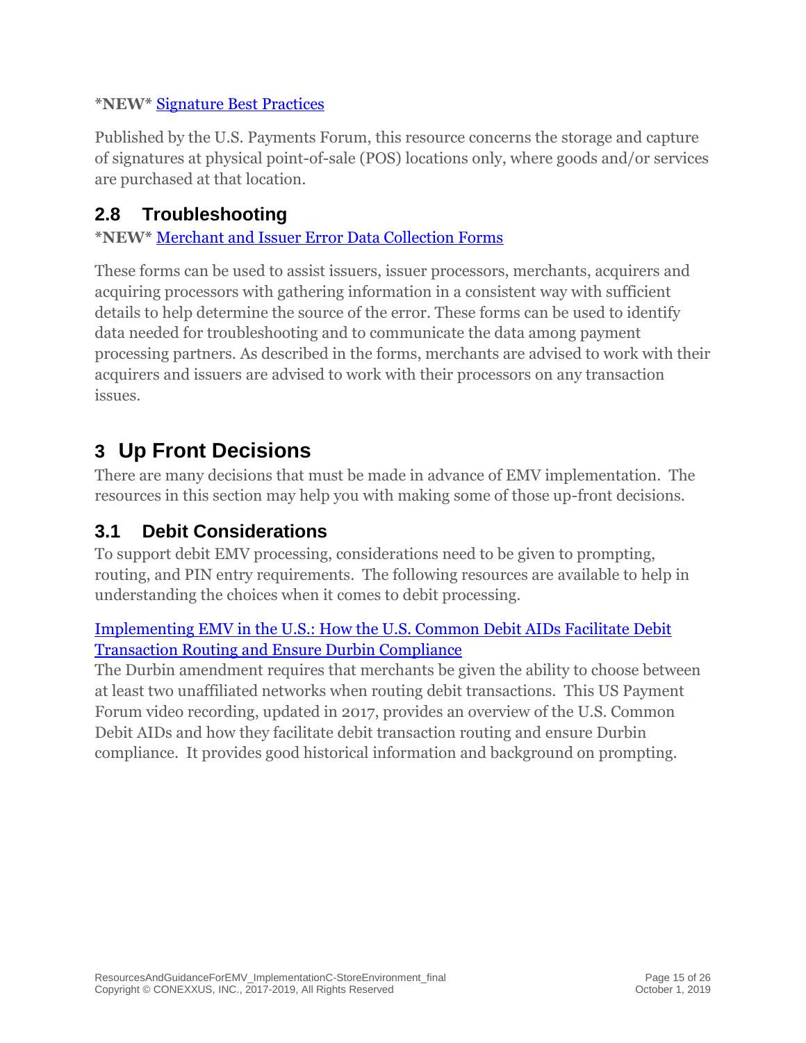**\*NEW\*** Signature Best Practices

Published by the U.S. Payments Forum, this resource concerns the storage and capture of signatures at physical point-of-sale (POS) locations only, where goods and/or services are purchased at that location.

## 2.8 Troubleshooting

**\*NEW\*** Merchant and Issuer Error Data Collection Forms

These forms can be used to assist issuers, issuer processors, merchants, acquirers and acquiring processors with gathering information in a consistent way with sufficient details to help determine the source of the error. These forms can be used to identify data needed for troubleshooting and to communicate the data among payment processing partners. As described in the forms, merchants are advised to work with their acquirers and issuers are advised to work with their processors on any transaction issues.

# 3 Up Front Decisions

There are many decisions that must be made in advance of EMV implementation. The resources in this section may help you with making some of those up-front decisions.

## 3.1 Debit Considerations

To support debit EMV processing, considerations need to be given to prompting, routing, and PIN entry requirements. The following resources are available to help in understanding the choices when it comes to debit processing.

Implementing EMV in the U.S.: How the U.S. Common Debit AIDs Facilitate Debit Transaction Routing and Ensure Durbin Compliance

The Durbin amendment requires that merchants be given the ability to choose between at least two unaffiliated networks when routing debit transactions. This US Payment Forum video recording, updated in 2017, provides an overview of the U.S. Common Debit AIDs and how they facilitate debit transaction routing and ensure Durbin compliance. It provides good historical information and background on prompting.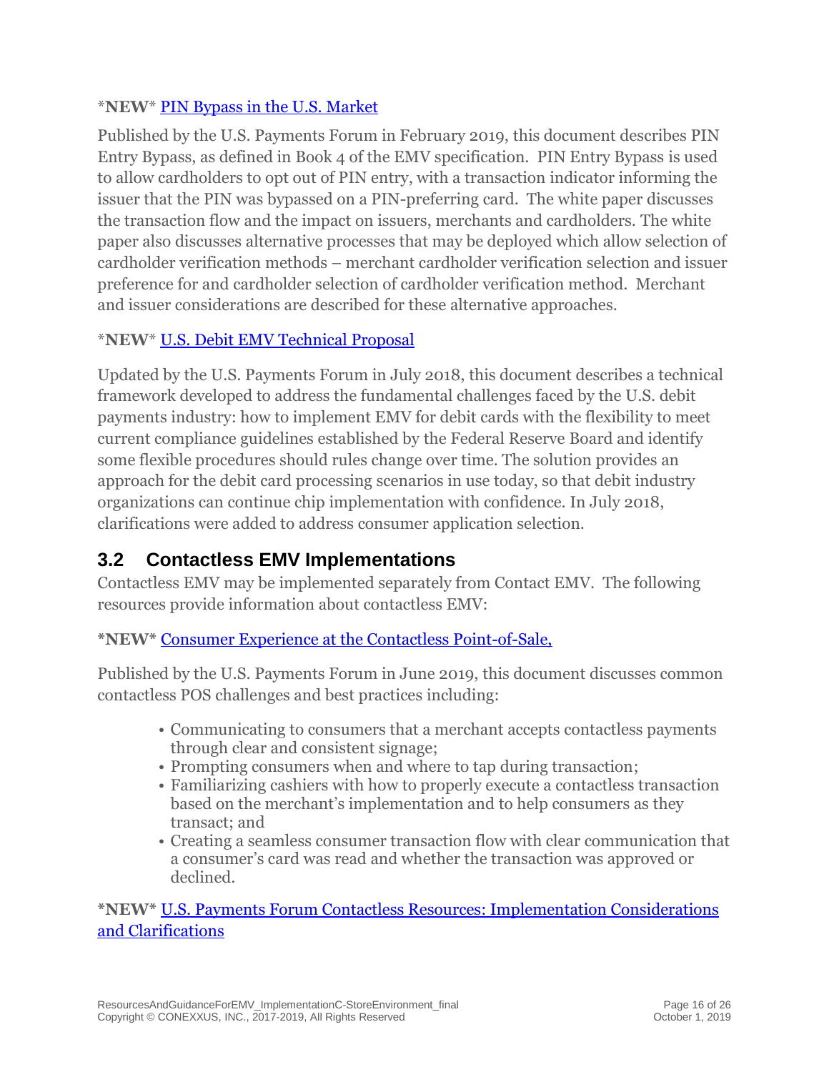*NEW* PIN Bypass in the U.S. Market

Published by the U.S. Payments Forum in February 2019, this document describes PIN Entry Bypass, as defined in Book 4 of the EMV specification. PIN Entry Bypass is used to allow cardholders to opt out of PIN entry, with a transaction indicator informing the issuer that the PIN was bypassed on a PIN-preferring card. The white paper discusses the transaction flow and the impact on issuers, merchants and cardholders. The white paper also discusses alternative processes that may be deployed which allow selection of cardholder verification methods – merchant cardholder verification selection and issuer preference for and cardholder selection of cardholder verification method. Merchant and issuer considerations are described for these alternative approaches.

*NEW* U.S. Debit EMV Technical Proposal

Updated by the U.S. Payments Forum in July 2018, this document describes a technical framework developed to address the fundamental challenges faced by the U.S. debit payments industry: how to implement EMV for debit cards with the flexibility to meet current compliance guidelines established by the Federal Reserve Board and identify some flexible procedures should rules change over time. The solution provides an approach for the debit card processing scenarios in use today, so that debit industry organizations can continue chip implementation with confidence. In July 2018, clarifications were added to address consumer application selection.

## 3.2 Contactless EMV Implementations

Contactless EMV may be implemented separately from Contact EMV. The following resources provide information about contactless EMV:

**\*NEW\*** Consumer Experience at the Contactless Point-of-Sale,

Published by the U.S. Payments Forum in June 2019, this document discusses common contactless POS challenges and best practices including:

- Communicating to consumers that a merchant accepts contactless payments through clear and consistent signage;
- Prompting consumers when and where to tap during transaction;
- Familiarizing cashiers with how to properly execute a contactless transaction based on the merchant's implementation and to help consumers as they transact; and
- Creating a seamless consumer transaction flow with clear communication that a consumer's card was read and whether the transaction was approved or declined.

**\*NEW\*** U.S. Payments Forum Contactless Resources: Implementation Considerations and Clarifications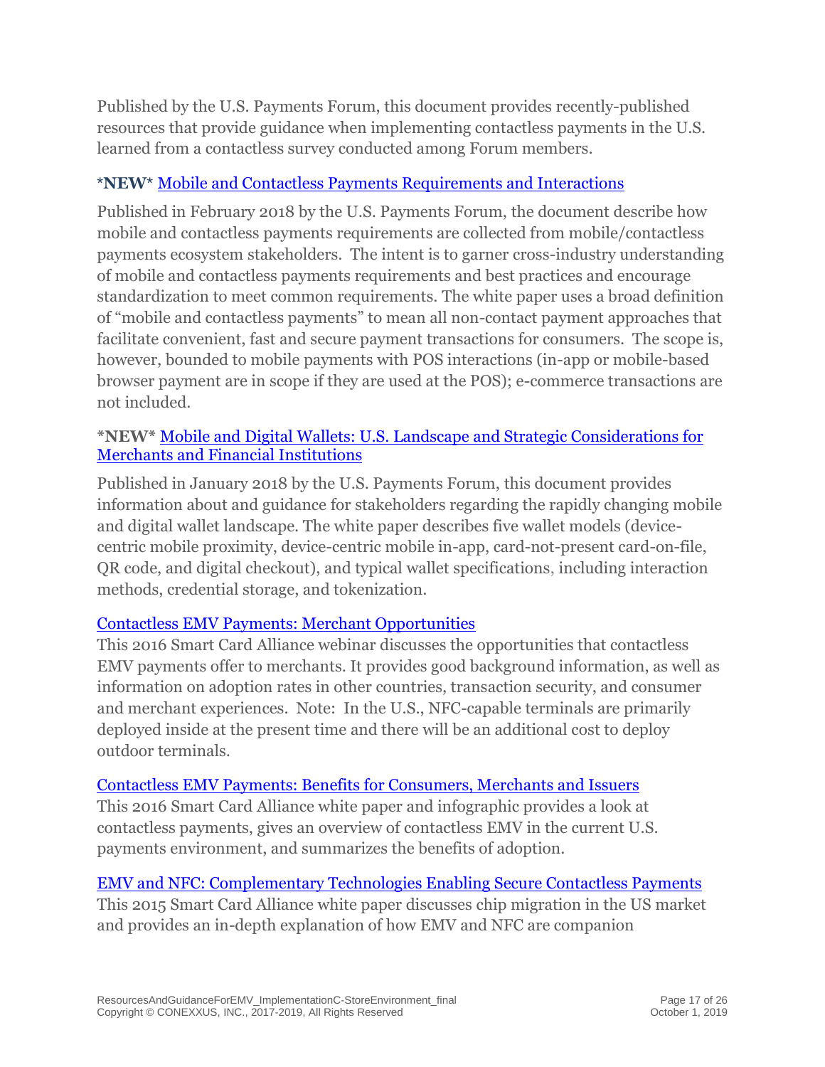Published by the U.S. Payments Forum, this document provides recently-published resources that provide guidance when implementing contactless payments in the U.S. learned from a contactless survey conducted among Forum members.

**\*NEW\*** Mobile and Contactless Payments Requirements and Interactions

Published in February 2018 by the U.S. Payments Forum, the document describe how mobile and contactless payments requirements are collected from mobile/contactless payments ecosystem stakeholders. The intent is to garner cross-industry understanding of mobile and contactless payments requirements and best practices and encourage standardization to meet common requirements. The white paper uses a broad definition of "mobile and contactless payments" to mean all non-contact payment approaches that facilitate convenient, fast and secure payment transactions for consumers. The scope is, however, bounded to mobile payments with POS interactions (in-app or mobile-based browser payment are in scope if they are used at the POS); e-commerce transactions are not included.

**\*NEW\*** Mobile and Digital Wallets: U.S. Landscape and Strategic Considerations for Merchants and Financial Institutions

Published in January 2018 by the U.S. Payments Forum, this document provides information about and guidance for stakeholders regarding the rapidly changing mobile and digital wallet landscape. The white paper describes five wallet models (device-centric mobile proximity, device-centric mobile in-app, card-not-present card-on-file, QR code, and digital checkout), and typical wallet specifications, including interaction methods, credential storage, and tokenization.

Contactless EMV Payments: Merchant Opportunities
This 2016 Smart Card Alliance webinar discusses the opportunities that contactless EMV payments offer to merchants. It provides good background information, as well as information on adoption rates in other countries, transaction security, and consumer and merchant experiences. Note: In the U.S., NFC-capable terminals are primarily deployed inside at the present time and there will be an additional cost to deploy outdoor terminals.

Contactless EMV Payments: Benefits for Consumers, Merchants and Issuers
This 2016 Smart Card Alliance white paper and infographic provides a look at contactless payments, gives an overview of contactless EMV in the current U.S. payments environment, and summarizes the benefits of adoption.

EMV and NFC: Complementary Technologies Enabling Secure Contactless Payments
This 2015 Smart Card Alliance white paper discusses chip migration in the US market and provides an in-depth explanation of how EMV and NFC are companion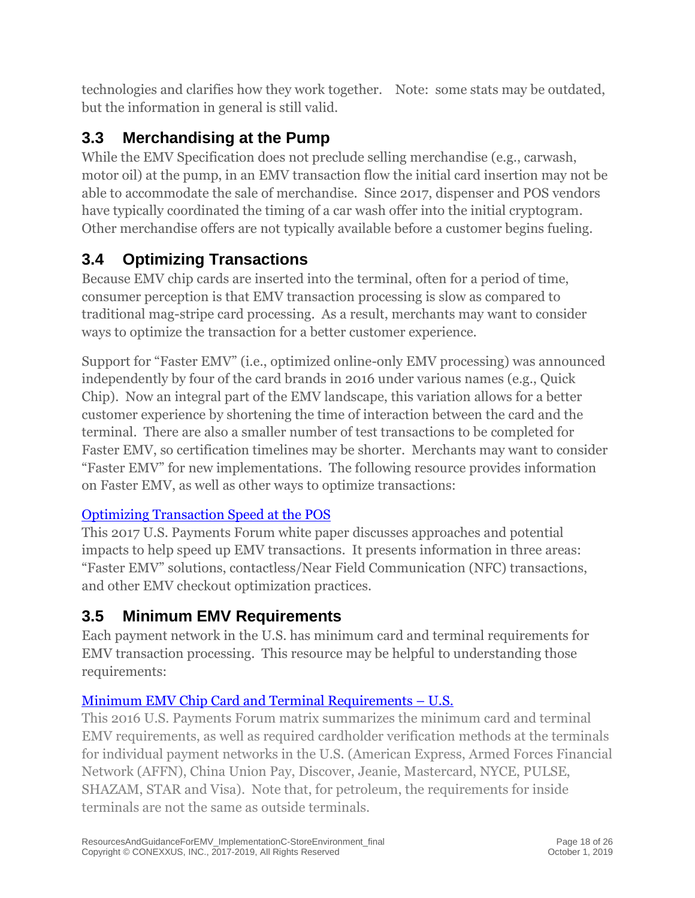technologies and clarifies how they work together. Note: some stats may be outdated, but the information in general is still valid.

## 3.3 Merchandising at the Pump

While the EMV Specification does not preclude selling merchandise (e.g., carwash, motor oil) at the pump, in an EMV transaction flow the initial card insertion may not be able to accommodate the sale of merchandise. Since 2017, dispenser and POS vendors have typically coordinated the timing of a car wash offer into the initial cryptogram. Other merchandise offers are not typically available before a customer begins fueling.

## 3.4 Optimizing Transactions

Because EMV chip cards are inserted into the terminal, often for a period of time, consumer perception is that EMV transaction processing is slow as compared to traditional mag-stripe card processing. As a result, merchants may want to consider ways to optimize the transaction for a better customer experience.

Support for "Faster EMV" (i.e., optimized online-only EMV processing) was announced independently by four of the card brands in 2016 under various names (e.g., Quick Chip). Now an integral part of the EMV landscape, this variation allows for a better customer experience by shortening the time of interaction between the card and the terminal. There are also a smaller number of test transactions to be completed for Faster EMV, so certification timelines may be shorter. Merchants may want to consider "Faster EMV" for new implementations. The following resource provides information on Faster EMV, as well as other ways to optimize transactions:

[Optimizing Transaction Speed at the POS]

This 2017 U.S. Payments Forum white paper discusses approaches and potential impacts to help speed up EMV transactions. It presents information in three areas: "Faster EMV" solutions, contactless/Near Field Communication (NFC) transactions, and other EMV checkout optimization practices.

## 3.5 Minimum EMV Requirements

Each payment network in the U.S. has minimum card and terminal requirements for EMV transaction processing. This resource may be helpful to understanding those requirements:

[Minimum EMV Chip Card and Terminal Requirements – U.S.]

This 2016 U.S. Payments Forum matrix summarizes the minimum card and terminal EMV requirements, as well as required cardholder verification methods at the terminals for individual payment networks in the U.S. (American Express, Armed Forces Financial Network (AFFN), China Union Pay, Discover, Jeanie, Mastercard, NYCE, PULSE, SHAZAM, STAR and Visa). Note that, for petroleum, the requirements for inside terminals are not the same as outside terminals.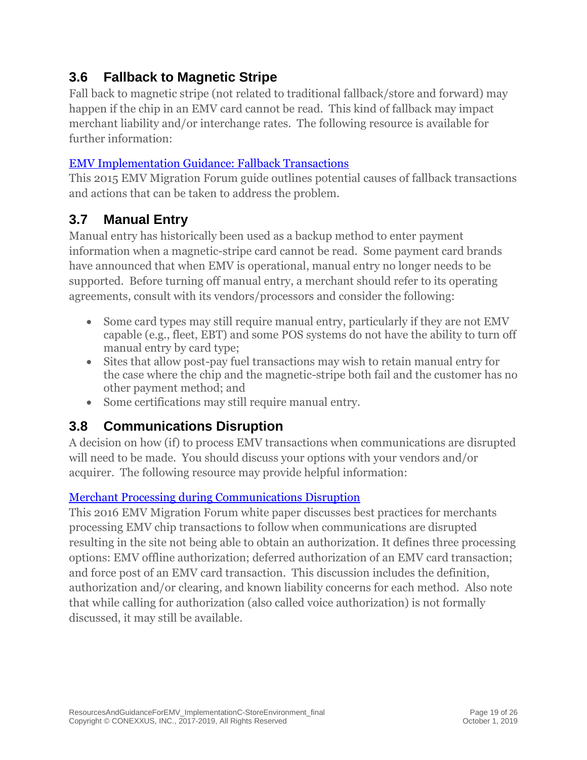## 3.6 Fallback to Magnetic Stripe

Fall back to magnetic stripe (not related to traditional fallback/store and forward) may happen if the chip in an EMV card cannot be read. This kind of fallback may impact merchant liability and/or interchange rates. The following resource is available for further information:

EMV Implementation Guidance: Fallback Transactions
This 2015 EMV Migration Forum guide outlines potential causes of fallback transactions and actions that can be taken to address the problem.

## 3.7 Manual Entry

Manual entry has historically been used as a backup method to enter payment information when a magnetic-stripe card cannot be read. Some payment card brands have announced that when EMV is operational, manual entry no longer needs to be supported. Before turning off manual entry, a merchant should refer to its operating agreements, consult with its vendors/processors and consider the following:

- Some card types may still require manual entry, particularly if they are not EMV capable (e.g., fleet, EBT) and some POS systems do not have the ability to turn off manual entry by card type;
- Sites that allow post-pay fuel transactions may wish to retain manual entry for the case where the chip and the magnetic-stripe both fail and the customer has no other payment method; and
- Some certifications may still require manual entry.

## 3.8 Communications Disruption

A decision on how (if) to process EMV transactions when communications are disrupted will need to be made. You should discuss your options with your vendors and/or acquirer. The following resource may provide helpful information:

Merchant Processing during Communications Disruption
This 2016 EMV Migration Forum white paper discusses best practices for merchants processing EMV chip transactions to follow when communications are disrupted resulting in the site not being able to obtain an authorization. It defines three processing options: EMV offline authorization; deferred authorization of an EMV card transaction; and force post of an EMV card transaction. This discussion includes the definition, authorization and/or clearing, and known liability concerns for each method. Also note that while calling for authorization (also called voice authorization) is not formally discussed, it may still be available.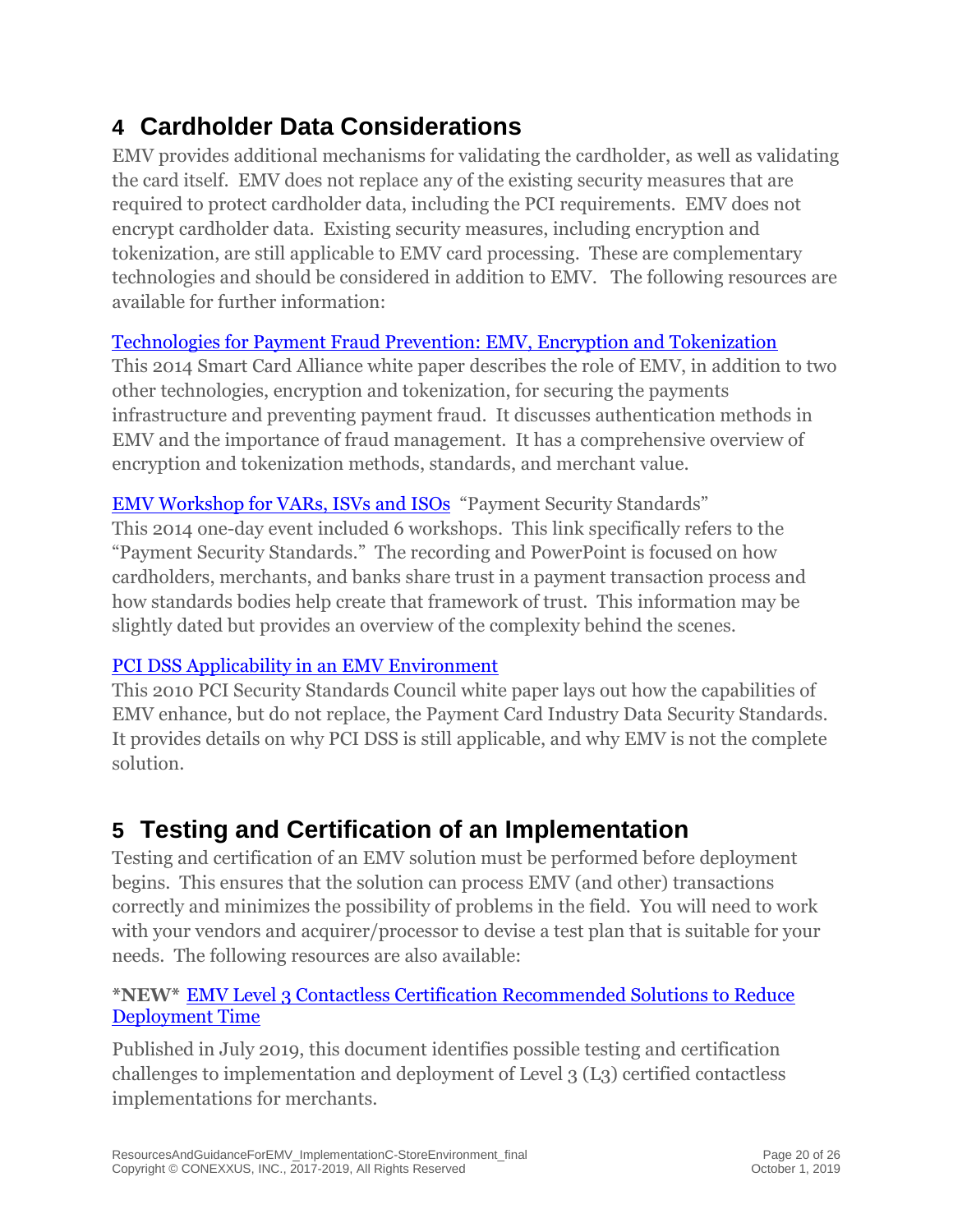# 4 Cardholder Data Considerations

EMV provides additional mechanisms for validating the cardholder, as well as validating the card itself. EMV does not replace any of the existing security measures that are required to protect cardholder data, including the PCI requirements. EMV does not encrypt cardholder data. Existing security measures, including encryption and tokenization, are still applicable to EMV card processing. These are complementary technologies and should be considered in addition to EMV. The following resources are available for further information:

Technologies for Payment Fraud Prevention: EMV, Encryption and Tokenization
This 2014 Smart Card Alliance white paper describes the role of EMV, in addition to two other technologies, encryption and tokenization, for securing the payments infrastructure and preventing payment fraud. It discusses authentication methods in EMV and the importance of fraud management. It has a comprehensive overview of encryption and tokenization methods, standards, and merchant value.

EMV Workshop for VARs, ISVs and ISOs "Payment Security Standards"
This 2014 one-day event included 6 workshops. This link specifically refers to the "Payment Security Standards." The recording and PowerPoint is focused on how cardholders, merchants, and banks share trust in a payment transaction process and how standards bodies help create that framework of trust. This information may be slightly dated but provides an overview of the complexity behind the scenes.

PCI DSS Applicability in an EMV Environment
This 2010 PCI Security Standards Council white paper lays out how the capabilities of EMV enhance, but do not replace, the Payment Card Industry Data Security Standards. It provides details on why PCI DSS is still applicable, and why EMV is not the complete solution.

# 5 Testing and Certification of an Implementation

Testing and certification of an EMV solution must be performed before deployment begins. This ensures that the solution can process EMV (and other) transactions correctly and minimizes the possibility of problems in the field. You will need to work with your vendors and acquirer/processor to devise a test plan that is suitable for your needs. The following resources are also available:

**\*NEW\*** EMV Level 3 Contactless Certification Recommended Solutions to Reduce Deployment Time

Published in July 2019, this document identifies possible testing and certification challenges to implementation and deployment of Level 3 (L3) certified contactless implementations for merchants.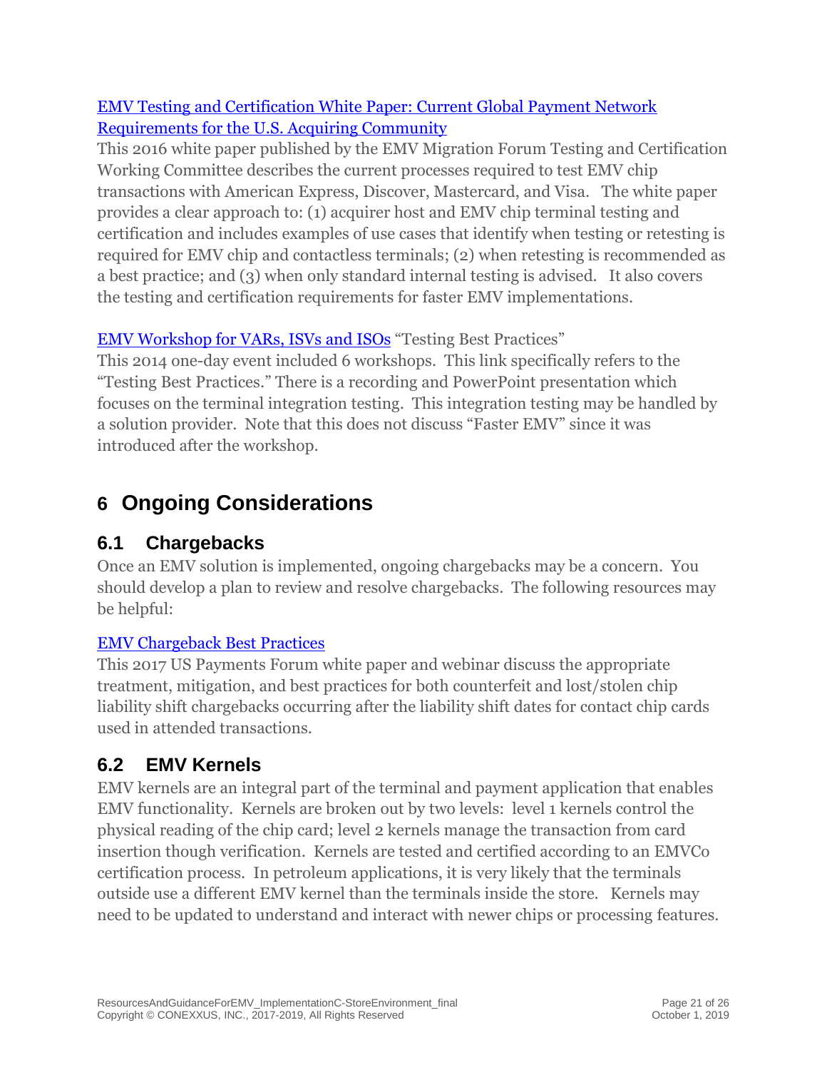[EMV Testing and Certification White Paper: Current Global Payment Network Requirements for the U.S. Acquiring Community]

This 2016 white paper published by the EMV Migration Forum Testing and Certification Working Committee describes the current processes required to test EMV chip transactions with American Express, Discover, Mastercard, and Visa. The white paper provides a clear approach to: (1) acquirer host and EMV chip terminal testing and certification and includes examples of use cases that identify when testing or retesting is required for EMV chip and contactless terminals; (2) when retesting is recommended as a best practice; and (3) when only standard internal testing is advised. It also covers the testing and certification requirements for faster EMV implementations.

[EMV Workshop for VARs, ISVs and ISOs] "Testing Best Practices"

This 2014 one-day event included 6 workshops. This link specifically refers to the "Testing Best Practices." There is a recording and PowerPoint presentation which focuses on the terminal integration testing. This integration testing may be handled by a solution provider. Note that this does not discuss "Faster EMV" since it was introduced after the workshop.

# 6 Ongoing Considerations

## 6.1 Chargebacks

Once an EMV solution is implemented, ongoing chargebacks may be a concern. You should develop a plan to review and resolve chargebacks. The following resources may be helpful:

[EMV Chargeback Best Practices]

This 2017 US Payments Forum white paper and webinar discuss the appropriate treatment, mitigation, and best practices for both counterfeit and lost/stolen chip liability shift chargebacks occurring after the liability shift dates for contact chip cards used in attended transactions.

## 6.2 EMV Kernels

EMV kernels are an integral part of the terminal and payment application that enables EMV functionality. Kernels are broken out by two levels: level 1 kernels control the physical reading of the chip card; level 2 kernels manage the transaction from card insertion though verification. Kernels are tested and certified according to an EMVCo certification process. In petroleum applications, it is very likely that the terminals outside use a different EMV kernel than the terminals inside the store. Kernels may need to be updated to understand and interact with newer chips or processing features.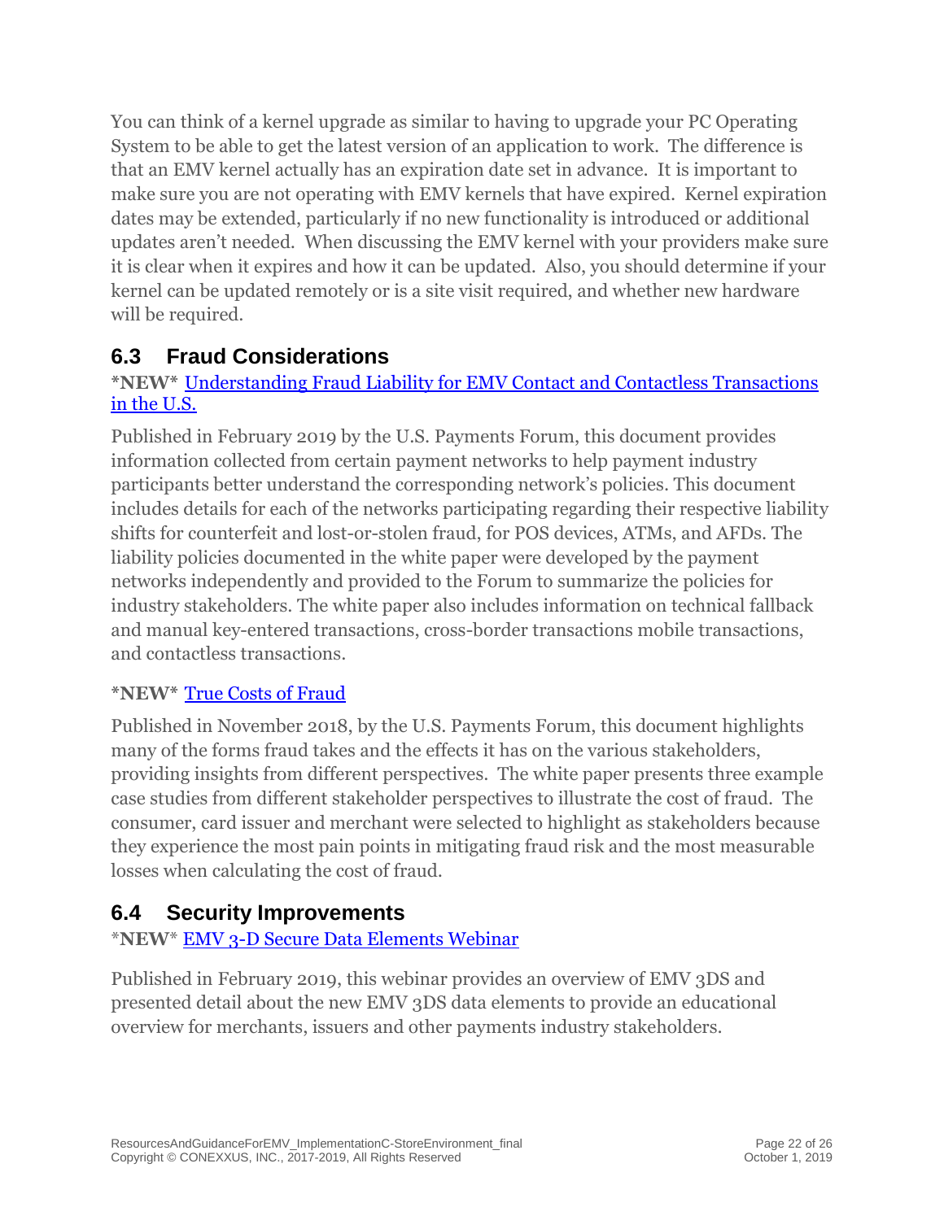You can think of a kernel upgrade as similar to having to upgrade your PC Operating System to be able to get the latest version of an application to work. The difference is that an EMV kernel actually has an expiration date set in advance. It is important to make sure you are not operating with EMV kernels that have expired. Kernel expiration dates may be extended, particularly if no new functionality is introduced or additional updates aren't needed. When discussing the EMV kernel with your providers make sure it is clear when it expires and how it can be updated. Also, you should determine if your kernel can be updated remotely or is a site visit required, and whether new hardware will be required.

## 6.3 Fraud Considerations

***NEW*** Understanding Fraud Liability for EMV Contact and Contactless Transactions in the U.S.

Published in February 2019 by the U.S. Payments Forum, this document provides information collected from certain payment networks to help payment industry participants better understand the corresponding network's policies. This document includes details for each of the networks participating regarding their respective liability shifts for counterfeit and lost-or-stolen fraud, for POS devices, ATMs, and AFDs. The liability policies documented in the white paper were developed by the payment networks independently and provided to the Forum to summarize the policies for industry stakeholders. The white paper also includes information on technical fallback and manual key-entered transactions, cross-border transactions mobile transactions, and contactless transactions.

***NEW*** True Costs of Fraud

Published in November 2018, by the U.S. Payments Forum, this document highlights many of the forms fraud takes and the effects it has on the various stakeholders, providing insights from different perspectives. The white paper presents three example case studies from different stakeholder perspectives to illustrate the cost of fraud. The consumer, card issuer and merchant were selected to highlight as stakeholders because they experience the most pain points in mitigating fraud risk and the most measurable losses when calculating the cost of fraud.

## 6.4 Security Improvements

***NEW*** EMV 3-D Secure Data Elements Webinar

Published in February 2019, this webinar provides an overview of EMV 3DS and presented detail about the new EMV 3DS data elements to provide an educational overview for merchants, issuers and other payments industry stakeholders.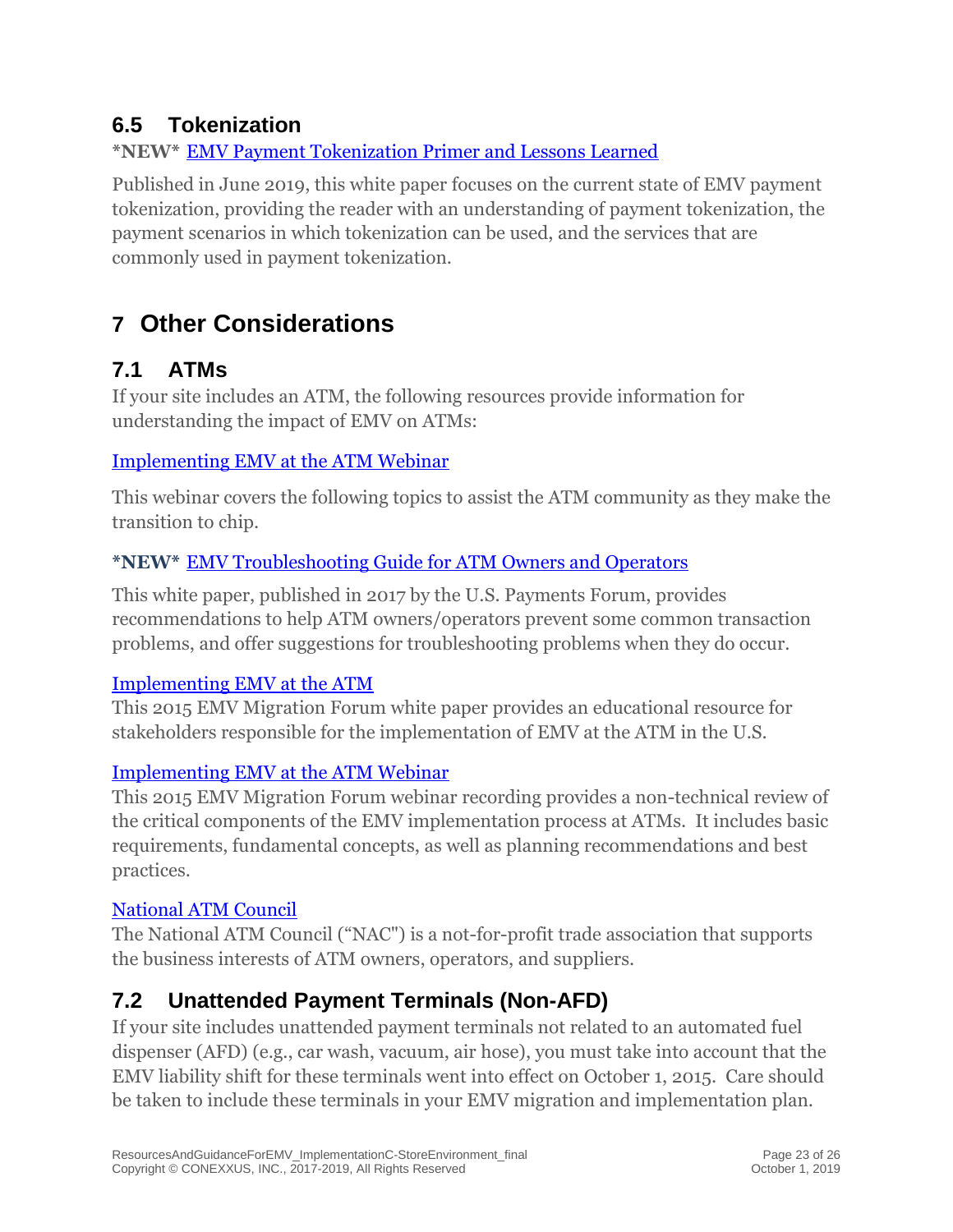## 6.5 Tokenization

**\*NEW\*** EMV Payment Tokenization Primer and Lessons Learned

Published in June 2019, this white paper focuses on the current state of EMV payment tokenization, providing the reader with an understanding of payment tokenization, the payment scenarios in which tokenization can be used, and the services that are commonly used in payment tokenization.

# 7 Other Considerations

## 7.1 ATMs

If your site includes an ATM, the following resources provide information for understanding the impact of EMV on ATMs:

Implementing EMV at the ATM Webinar

This webinar covers the following topics to assist the ATM community as they make the transition to chip.

**\*NEW\*** EMV Troubleshooting Guide for ATM Owners and Operators

This white paper, published in 2017 by the U.S. Payments Forum, provides recommendations to help ATM owners/operators prevent some common transaction problems, and offer suggestions for troubleshooting problems when they do occur.

Implementing EMV at the ATM

This 2015 EMV Migration Forum white paper provides an educational resource for stakeholders responsible for the implementation of EMV at the ATM in the U.S.

Implementing EMV at the ATM Webinar

This 2015 EMV Migration Forum webinar recording provides a non-technical review of the critical components of the EMV implementation process at ATMs. It includes basic requirements, fundamental concepts, as well as planning recommendations and best practices.

National ATM Council

The National ATM Council ("NAC") is a not-for-profit trade association that supports the business interests of ATM owners, operators, and suppliers.

## 7.2 Unattended Payment Terminals (Non-AFD)

If your site includes unattended payment terminals not related to an automated fuel dispenser (AFD) (e.g., car wash, vacuum, air hose), you must take into account that the EMV liability shift for these terminals went into effect on October 1, 2015. Care should be taken to include these terminals in your EMV migration and implementation plan.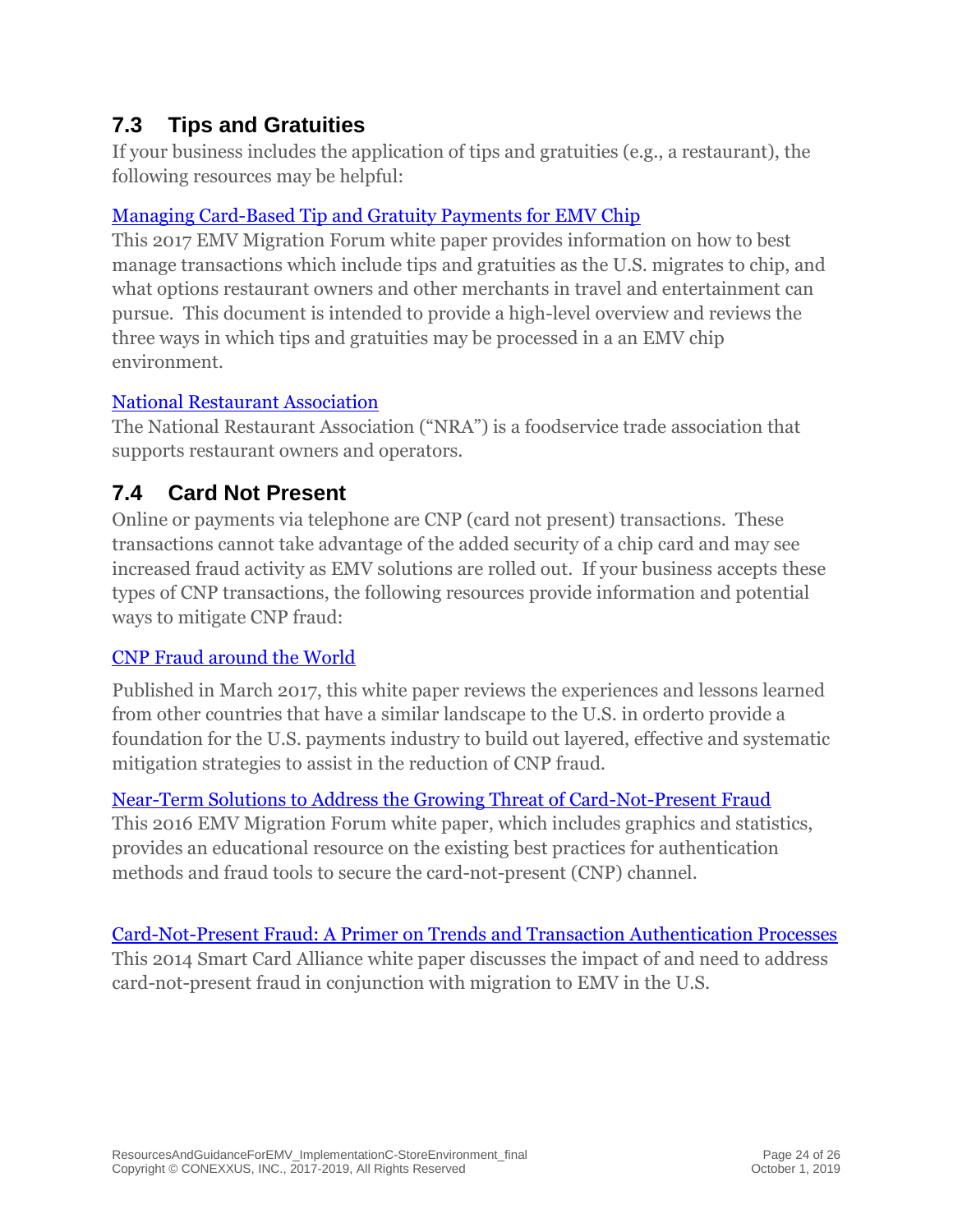## 7.3 Tips and Gratuities

If your business includes the application of tips and gratuities (e.g., a restaurant), the following resources may be helpful:

Managing Card-Based Tip and Gratuity Payments for EMV Chip
This 2017 EMV Migration Forum white paper provides information on how to best manage transactions which include tips and gratuities as the U.S. migrates to chip, and what options restaurant owners and other merchants in travel and entertainment can pursue. This document is intended to provide a high-level overview and reviews the three ways in which tips and gratuities may be processed in a an EMV chip environment.

National Restaurant Association
The National Restaurant Association ("NRA") is a foodservice trade association that supports restaurant owners and operators.

## 7.4 Card Not Present

Online or payments via telephone are CNP (card not present) transactions. These transactions cannot take advantage of the added security of a chip card and may see increased fraud activity as EMV solutions are rolled out. If your business accepts these types of CNP transactions, the following resources provide information and potential ways to mitigate CNP fraud:

CNP Fraud around the World

Published in March 2017, this white paper reviews the experiences and lessons learned from other countries that have a similar landscape to the U.S. in orderto provide a foundation for the U.S. payments industry to build out layered, effective and systematic mitigation strategies to assist in the reduction of CNP fraud.

Near-Term Solutions to Address the Growing Threat of Card-Not-Present Fraud
This 2016 EMV Migration Forum white paper, which includes graphics and statistics, provides an educational resource on the existing best practices for authentication methods and fraud tools to secure the card-not-present (CNP) channel.

Card-Not-Present Fraud: A Primer on Trends and Transaction Authentication Processes
This 2014 Smart Card Alliance white paper discusses the impact of and need to address card-not-present fraud in conjunction with migration to EMV in the U.S.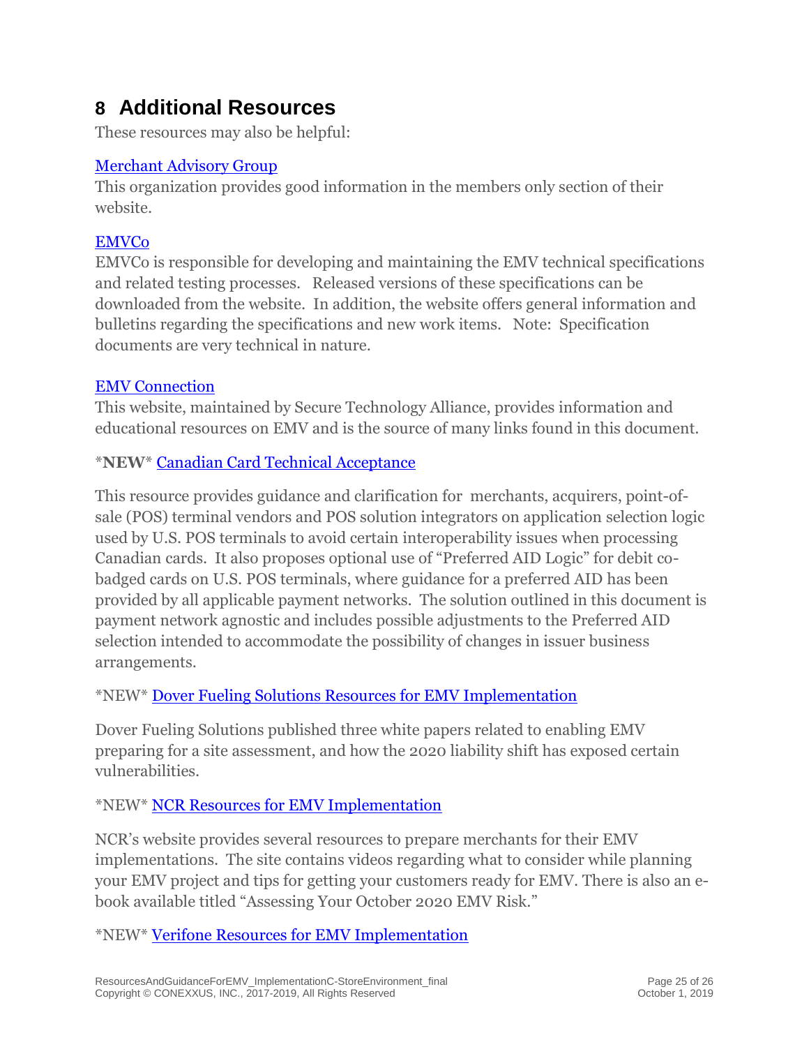# 8 Additional Resources

These resources may also be helpful:

Merchant Advisory Group

This organization provides good information in the members only section of their website.

EMVCo

EMVCo is responsible for developing and maintaining the EMV technical specifications and related testing processes. Released versions of these specifications can be downloaded from the website. In addition, the website offers general information and bulletins regarding the specifications and new work items. Note: Specification documents are very technical in nature.

EMV Connection

This website, maintained by Secure Technology Alliance, provides information and educational resources on EMV and is the source of many links found in this document.

*NEW* Canadian Card Technical Acceptance

This resource provides guidance and clarification for merchants, acquirers, point-of-sale (POS) terminal vendors and POS solution integrators on application selection logic used by U.S. POS terminals to avoid certain interoperability issues when processing Canadian cards. It also proposes optional use of "Preferred AID Logic" for debit co-badged cards on U.S. POS terminals, where guidance for a preferred AID has been provided by all applicable payment networks. The solution outlined in this document is payment network agnostic and includes possible adjustments to the Preferred AID selection intended to accommodate the possibility of changes in issuer business arrangements.

*NEW* Dover Fueling Solutions Resources for EMV Implementation

Dover Fueling Solutions published three white papers related to enabling EMV preparing for a site assessment, and how the 2020 liability shift has exposed certain vulnerabilities.

*NEW* NCR Resources for EMV Implementation

NCR's website provides several resources to prepare merchants for their EMV implementations. The site contains videos regarding what to consider while planning your EMV project and tips for getting your customers ready for EMV. There is also an e-book available titled "Assessing Your October 2020 EMV Risk."

*NEW* Verifone Resources for EMV Implementation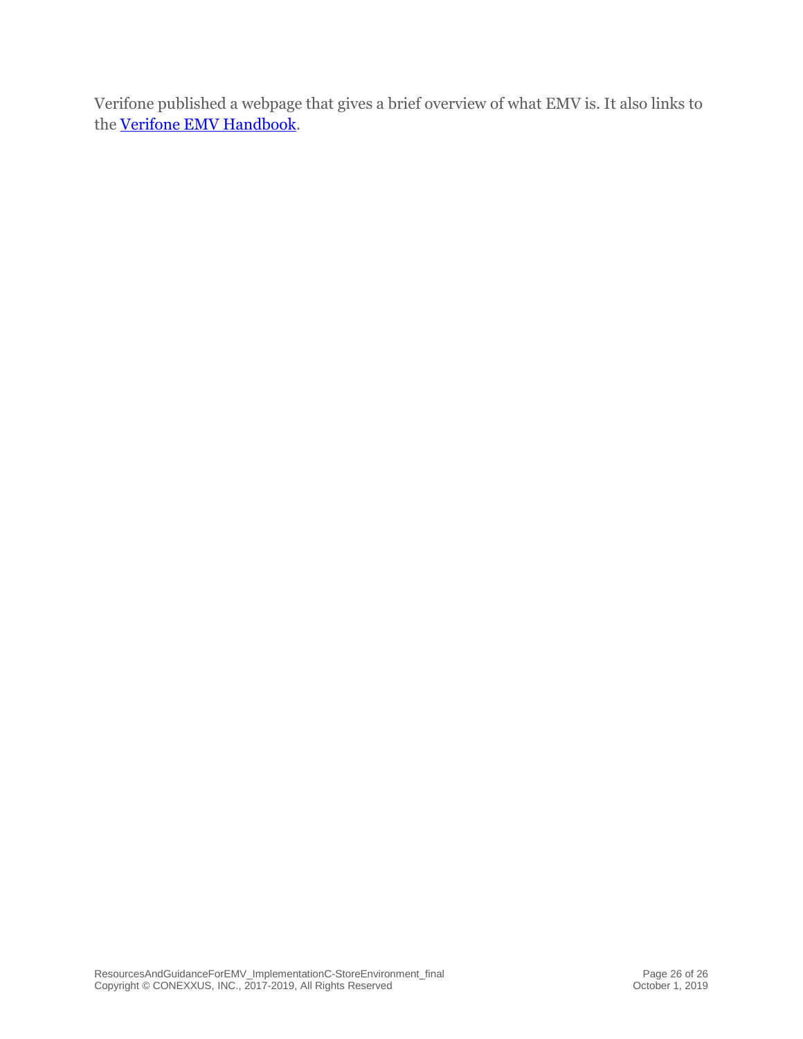Verifone published a webpage that gives a brief overview of what EMV is. It also links to the [Verifone EMV Handbook].